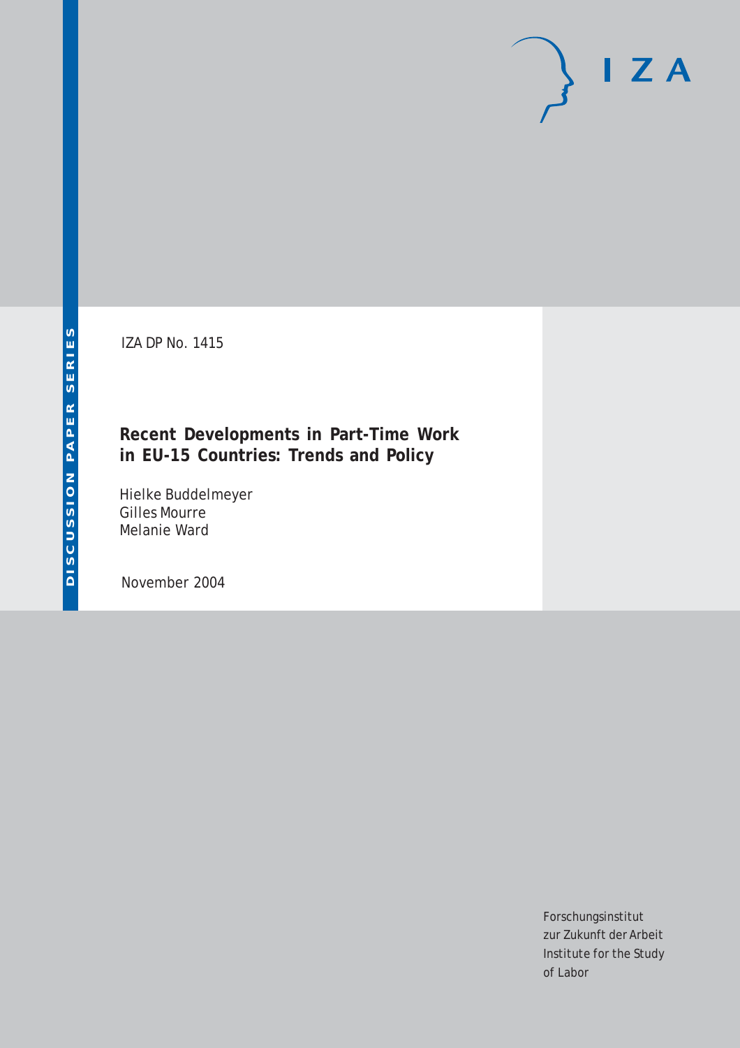IZA

DISCUSSION PAPER SERIES

IZA DP No. 1415

# Recent Developments in Part-Time Work in EU-15 Countries: Trends and Policy

Hielke Buddelmeyer
Gilles Mourre
Melanie Ward

November 2004

Forschungsinstitut
zur Zukunft der Arbeit
Institute for the Study
of Labor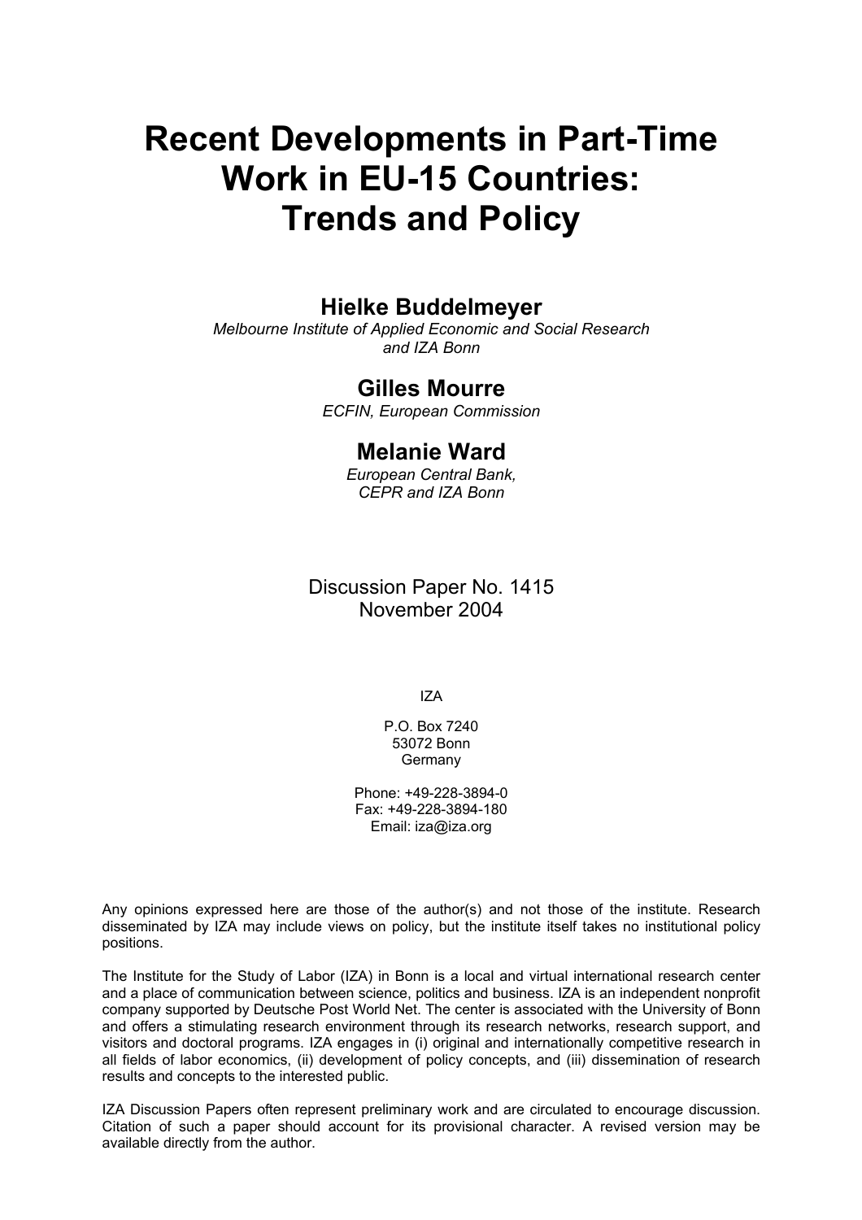# Recent Developments in Part-Time Work in EU-15 Countries: Trends and Policy

**Hielke Buddelmeyer**

*Melbourne Institute of Applied Economic and Social Research and IZA Bonn*

**Gilles Mourre**

*ECFIN, European Commission*

**Melanie Ward**

*European Central Bank, CEPR and IZA Bonn*

Discussion Paper No. 1415
November 2004

IZA

P.O. Box 7240
53072 Bonn
Germany

Phone: +49-228-3894-0
Fax: +49-228-3894-180
Email: iza@iza.org

Any opinions expressed here are those of the author(s) and not those of the institute. Research disseminated by IZA may include views on policy, but the institute itself takes no institutional policy positions.

The Institute for the Study of Labor (IZA) in Bonn is a local and virtual international research center and a place of communication between science, politics and business. IZA is an independent nonprofit company supported by Deutsche Post World Net. The center is associated with the University of Bonn and offers a stimulating research environment through its research networks, research support, and visitors and doctoral programs. IZA engages in (i) original and internationally competitive research in all fields of labor economics, (ii) development of policy concepts, and (iii) dissemination of research results and concepts to the interested public.

IZA Discussion Papers often represent preliminary work and are circulated to encourage discussion. Citation of such a paper should account for its provisional character. A revised version may be available directly from the author.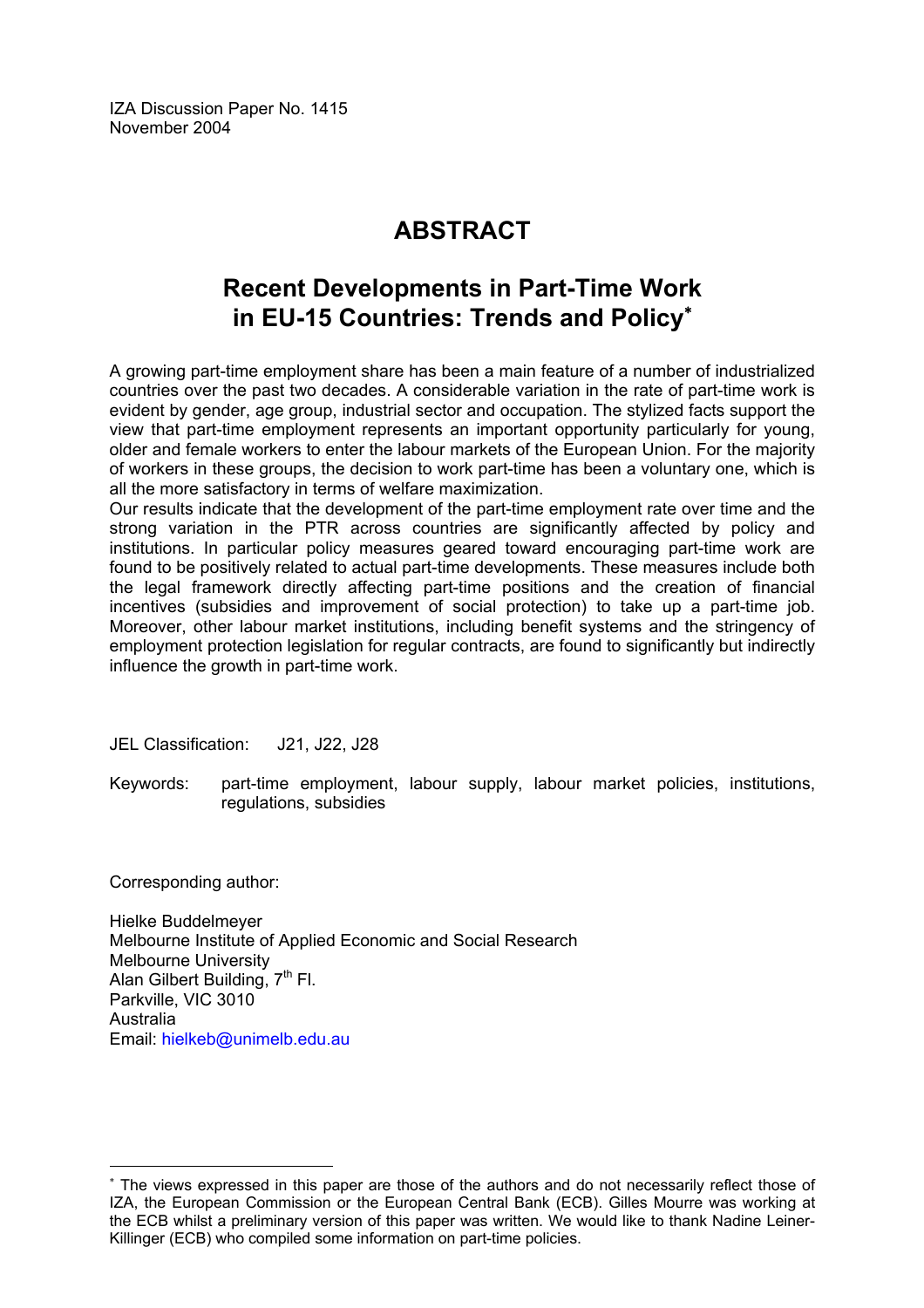IZA Discussion Paper No. 1415
November 2004

# ABSTRACT

## Recent Developments in Part-Time Work in EU-15 Countries: Trends and Policy*

A growing part-time employment share has been a main feature of a number of industrialized countries over the past two decades. A considerable variation in the rate of part-time work is evident by gender, age group, industrial sector and occupation. The stylized facts support the view that part-time employment represents an important opportunity particularly for young, older and female workers to enter the labour markets of the European Union. For the majority of workers in these groups, the decision to work part-time has been a voluntary one, which is all the more satisfactory in terms of welfare maximization.

Our results indicate that the development of the part-time employment rate over time and the strong variation in the PTR across countries are significantly affected by policy and institutions. In particular policy measures geared toward encouraging part-time work are found to be positively related to actual part-time developments. These measures include both the legal framework directly affecting part-time positions and the creation of financial incentives (subsidies and improvement of social protection) to take up a part-time job. Moreover, other labour market institutions, including benefit systems and the stringency of employment protection legislation for regular contracts, are found to significantly but indirectly influence the growth in part-time work.

JEL Classification: J21, J22, J28

Keywords: part-time employment, labour supply, labour market policies, institutions, regulations, subsidies

Corresponding author:

Hielke Buddelmeyer
Melbourne Institute of Applied Economic and Social Research
Melbourne University
Alan Gilbert Building, 7th Fl.
Parkville, VIC 3010
Australia
Email: hielkeb@unimelb.edu.au

---

* The views expressed in this paper are those of the authors and do not necessarily reflect those of IZA, the European Commission or the European Central Bank (ECB). Gilles Mourre was working at the ECB whilst a preliminary version of this paper was written. We would like to thank Nadine Leiner-Killinger (ECB) who compiled some information on part-time policies.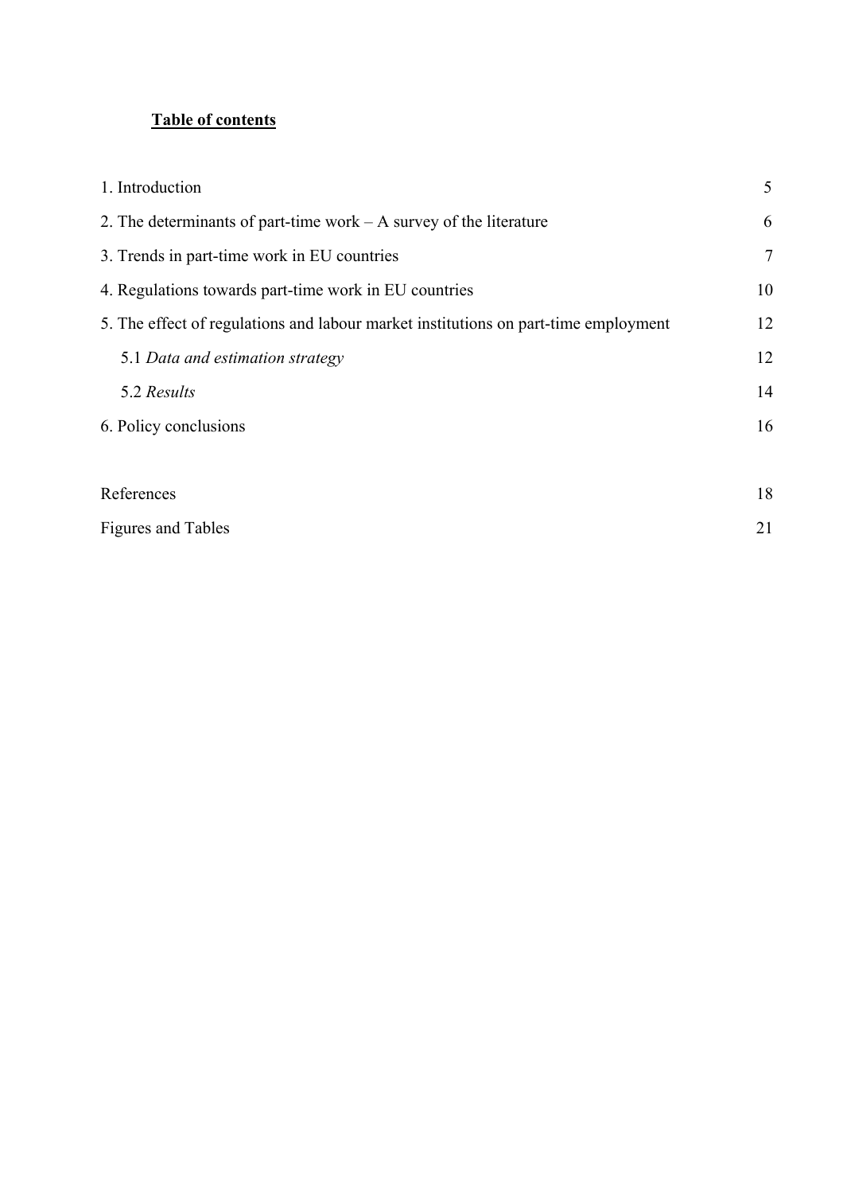**Table of contents**

| | |
|---|---|
| 1. Introduction | 5 |
| 2. The determinants of part-time work – A survey of the literature | 6 |
| 3. Trends in part-time work in EU countries | 7 |
| 4. Regulations towards part-time work in EU countries | 10 |
| 5. The effect of regulations and labour market institutions on part-time employment | 12 |
| 5.1 *Data and estimation strategy* | 12 |
| 5.2 *Results* | 14 |
| 6. Policy conclusions | 16 |
| | |
| References | 18 |
| Figures and Tables | 21 |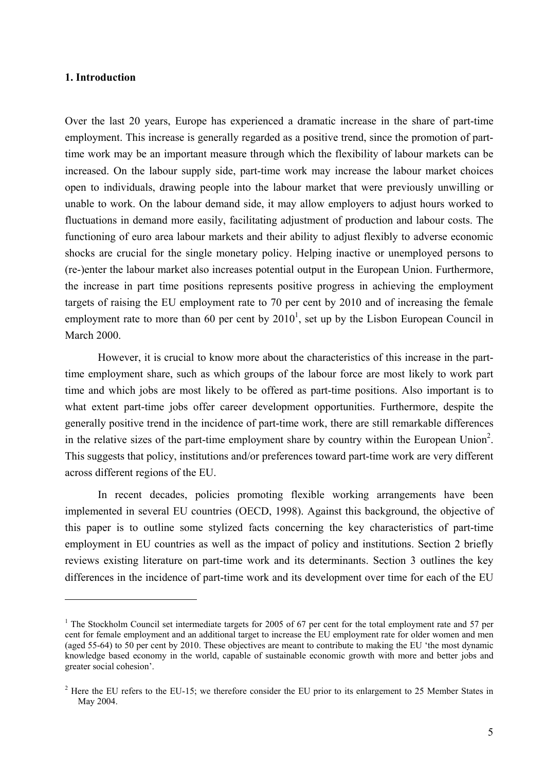## 1. Introduction

Over the last 20 years, Europe has experienced a dramatic increase in the share of part-time employment. This increase is generally regarded as a positive trend, since the promotion of part-time work may be an important measure through which the flexibility of labour markets can be increased. On the labour supply side, part-time work may increase the labour market choices open to individuals, drawing people into the labour market that were previously unwilling or unable to work. On the labour demand side, it may allow employers to adjust hours worked to fluctuations in demand more easily, facilitating adjustment of production and labour costs. The functioning of euro area labour markets and their ability to adjust flexibly to adverse economic shocks are crucial for the single monetary policy. Helping inactive or unemployed persons to (re-)enter the labour market also increases potential output in the European Union. Furthermore, the increase in part time positions represents positive progress in achieving the employment targets of raising the EU employment rate to 70 per cent by 2010 and of increasing the female employment rate to more than 60 per cent by 2010[1], set up by the Lisbon European Council in March 2000.

However, it is crucial to know more about the characteristics of this increase in the part-time employment share, such as which groups of the labour force are most likely to work part time and which jobs are most likely to be offered as part-time positions. Also important is to what extent part-time jobs offer career development opportunities. Furthermore, despite the generally positive trend in the incidence of part-time work, there are still remarkable differences in the relative sizes of the part-time employment share by country within the European Union[2]. This suggests that policy, institutions and/or preferences toward part-time work are very different across different regions of the EU.

In recent decades, policies promoting flexible working arrangements have been implemented in several EU countries (OECD, 1998). Against this background, the objective of this paper is to outline some stylized facts concerning the key characteristics of part-time employment in EU countries as well as the impact of policy and institutions. Section 2 briefly reviews existing literature on part-time work and its determinants. Section 3 outlines the key differences in the incidence of part-time work and its development over time for each of the EU

---

[1] The Stockholm Council set intermediate targets for 2005 of 67 per cent for the total employment rate and 57 per cent for female employment and an additional target to increase the EU employment rate for older women and men (aged 55-64) to 50 per cent by 2010. These objectives are meant to contribute to making the EU 'the most dynamic knowledge based economy in the world, capable of sustainable economic growth with more and better jobs and greater social cohesion'.

[2] Here the EU refers to the EU-15; we therefore consider the EU prior to its enlargement to 25 Member States in May 2004.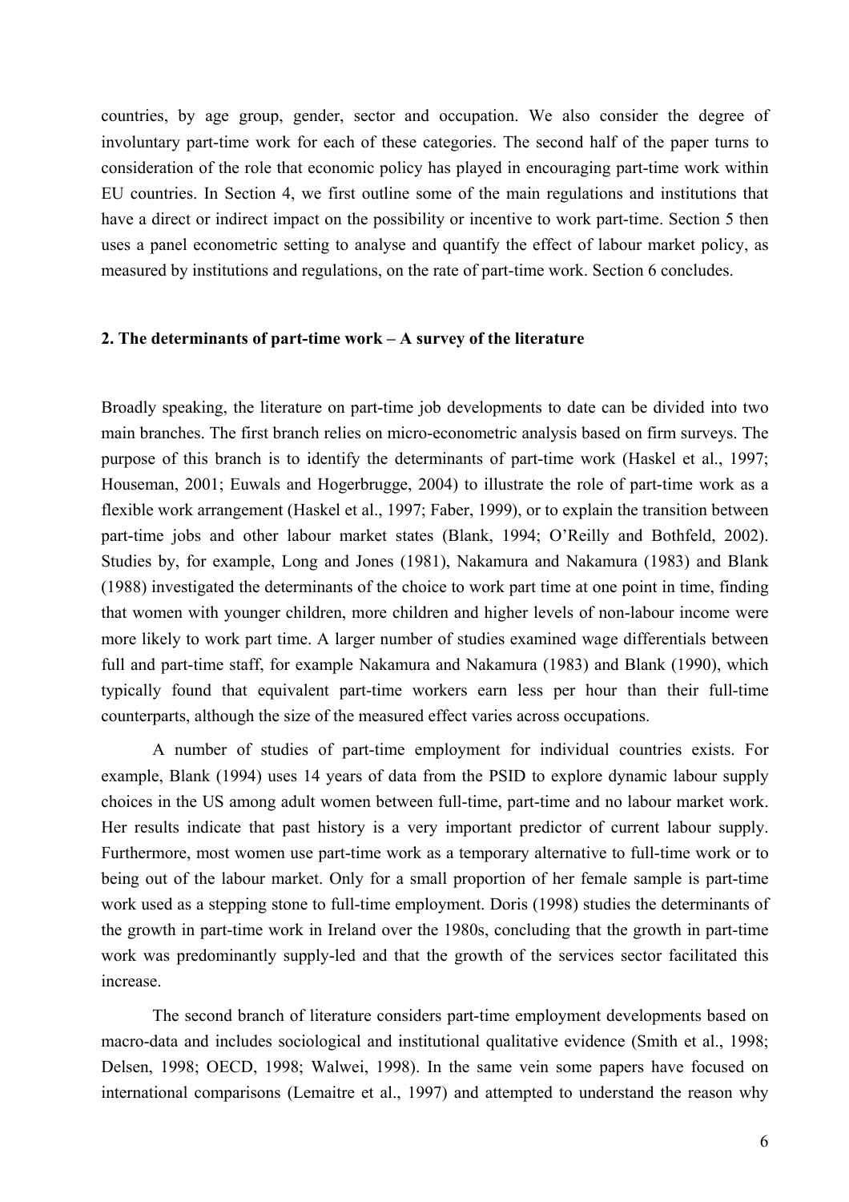countries, by age group, gender, sector and occupation. We also consider the degree of involuntary part-time work for each of these categories. The second half of the paper turns to consideration of the role that economic policy has played in encouraging part-time work within EU countries. In Section 4, we first outline some of the main regulations and institutions that have a direct or indirect impact on the possibility or incentive to work part-time. Section 5 then uses a panel econometric setting to analyse and quantify the effect of labour market policy, as measured by institutions and regulations, on the rate of part-time work. Section 6 concludes.

## 2. The determinants of part-time work – A survey of the literature

Broadly speaking, the literature on part-time job developments to date can be divided into two main branches. The first branch relies on micro-econometric analysis based on firm surveys. The purpose of this branch is to identify the determinants of part-time work (Haskel et al., 1997; Houseman, 2001; Euwals and Hogerbrugge, 2004) to illustrate the role of part-time work as a flexible work arrangement (Haskel et al., 1997; Faber, 1999), or to explain the transition between part-time jobs and other labour market states (Blank, 1994; O'Reilly and Bothfeld, 2002). Studies by, for example, Long and Jones (1981), Nakamura and Nakamura (1983) and Blank (1988) investigated the determinants of the choice to work part time at one point in time, finding that women with younger children, more children and higher levels of non-labour income were more likely to work part time. A larger number of studies examined wage differentials between full and part-time staff, for example Nakamura and Nakamura (1983) and Blank (1990), which typically found that equivalent part-time workers earn less per hour than their full-time counterparts, although the size of the measured effect varies across occupations.

A number of studies of part-time employment for individual countries exists. For example, Blank (1994) uses 14 years of data from the PSID to explore dynamic labour supply choices in the US among adult women between full-time, part-time and no labour market work. Her results indicate that past history is a very important predictor of current labour supply. Furthermore, most women use part-time work as a temporary alternative to full-time work or to being out of the labour market. Only for a small proportion of her female sample is part-time work used as a stepping stone to full-time employment. Doris (1998) studies the determinants of the growth in part-time work in Ireland over the 1980s, concluding that the growth in part-time work was predominantly supply-led and that the growth of the services sector facilitated this increase.

The second branch of literature considers part-time employment developments based on macro-data and includes sociological and institutional qualitative evidence (Smith et al., 1998; Delsen, 1998; OECD, 1998; Walwei, 1998). In the same vein some papers have focused on international comparisons (Lemaitre et al., 1997) and attempted to understand the reason why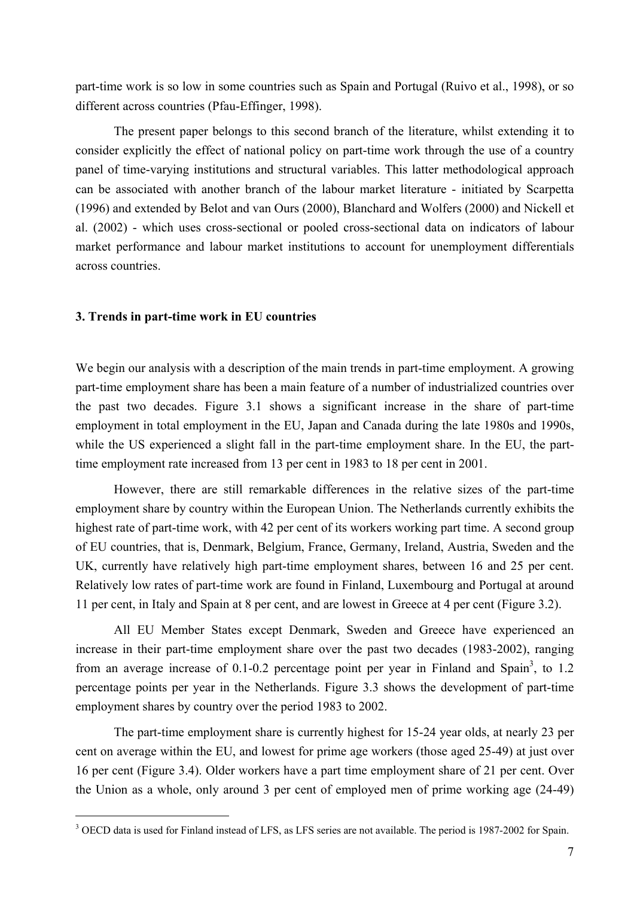part-time work is so low in some countries such as Spain and Portugal (Ruivo et al., 1998), or so different across countries (Pfau-Effinger, 1998).

The present paper belongs to this second branch of the literature, whilst extending it to consider explicitly the effect of national policy on part-time work through the use of a country panel of time-varying institutions and structural variables. This latter methodological approach can be associated with another branch of the labour market literature - initiated by Scarpetta (1996) and extended by Belot and van Ours (2000), Blanchard and Wolfers (2000) and Nickell et al. (2002) - which uses cross-sectional or pooled cross-sectional data on indicators of labour market performance and labour market institutions to account for unemployment differentials across countries.

### 3. Trends in part-time work in EU countries

We begin our analysis with a description of the main trends in part-time employment. A growing part-time employment share has been a main feature of a number of industrialized countries over the past two decades. Figure 3.1 shows a significant increase in the share of part-time employment in total employment in the EU, Japan and Canada during the late 1980s and 1990s, while the US experienced a slight fall in the part-time employment share. In the EU, the part-time employment rate increased from 13 per cent in 1983 to 18 per cent in 2001.

However, there are still remarkable differences in the relative sizes of the part-time employment share by country within the European Union. The Netherlands currently exhibits the highest rate of part-time work, with 42 per cent of its workers working part time. A second group of EU countries, that is, Denmark, Belgium, France, Germany, Ireland, Austria, Sweden and the UK, currently have relatively high part-time employment shares, between 16 and 25 per cent. Relatively low rates of part-time work are found in Finland, Luxembourg and Portugal at around 11 per cent, in Italy and Spain at 8 per cent, and are lowest in Greece at 4 per cent (Figure 3.2).

All EU Member States except Denmark, Sweden and Greece have experienced an increase in their part-time employment share over the past two decades (1983-2002), ranging from an average increase of 0.1-0.2 percentage point per year in Finland and Spain[3], to 1.2 percentage points per year in the Netherlands. Figure 3.3 shows the development of part-time employment shares by country over the period 1983 to 2002.

The part-time employment share is currently highest for 15-24 year olds, at nearly 23 per cent on average within the EU, and lowest for prime age workers (those aged 25-49) at just over 16 per cent (Figure 3.4). Older workers have a part time employment share of 21 per cent. Over the Union as a whole, only around 3 per cent of employed men of prime working age (24-49)

[3] OECD data is used for Finland instead of LFS, as LFS series are not available. The period is 1987-2002 for Spain.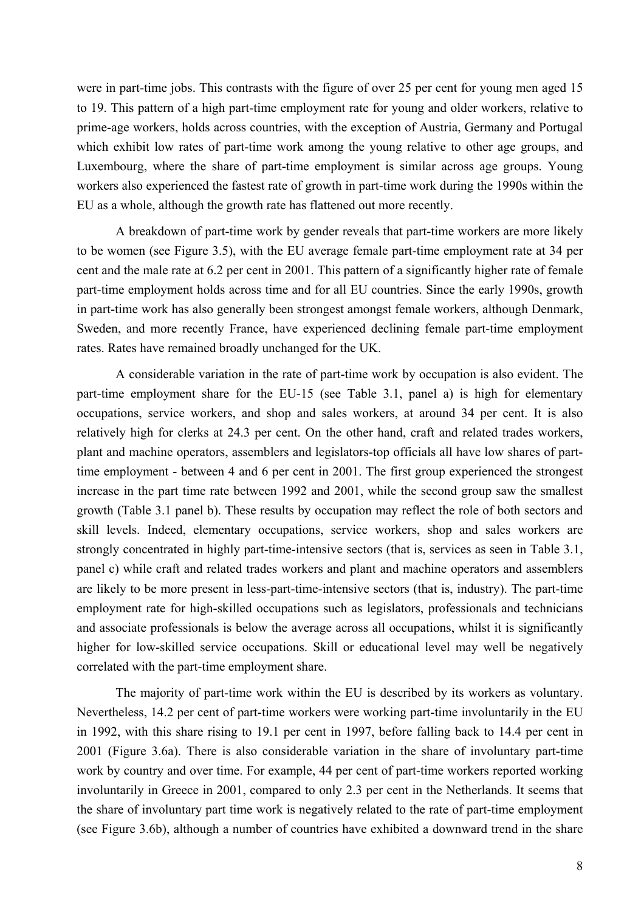were in part-time jobs. This contrasts with the figure of over 25 per cent for young men aged 15 to 19. This pattern of a high part-time employment rate for young and older workers, relative to prime-age workers, holds across countries, with the exception of Austria, Germany and Portugal which exhibit low rates of part-time work among the young relative to other age groups, and Luxembourg, where the share of part-time employment is similar across age groups. Young workers also experienced the fastest rate of growth in part-time work during the 1990s within the EU as a whole, although the growth rate has flattened out more recently.

A breakdown of part-time work by gender reveals that part-time workers are more likely to be women (see Figure 3.5), with the EU average female part-time employment rate at 34 per cent and the male rate at 6.2 per cent in 2001. This pattern of a significantly higher rate of female part-time employment holds across time and for all EU countries. Since the early 1990s, growth in part-time work has also generally been strongest amongst female workers, although Denmark, Sweden, and more recently France, have experienced declining female part-time employment rates. Rates have remained broadly unchanged for the UK.

A considerable variation in the rate of part-time work by occupation is also evident. The part-time employment share for the EU-15 (see Table 3.1, panel a) is high for elementary occupations, service workers, and shop and sales workers, at around 34 per cent. It is also relatively high for clerks at 24.3 per cent. On the other hand, craft and related trades workers, plant and machine operators, assemblers and legislators-top officials all have low shares of part-time employment - between 4 and 6 per cent in 2001. The first group experienced the strongest increase in the part time rate between 1992 and 2001, while the second group saw the smallest growth (Table 3.1 panel b). These results by occupation may reflect the role of both sectors and skill levels. Indeed, elementary occupations, service workers, shop and sales workers are strongly concentrated in highly part-time-intensive sectors (that is, services as seen in Table 3.1, panel c) while craft and related trades workers and plant and machine operators and assemblers are likely to be more present in less-part-time-intensive sectors (that is, industry). The part-time employment rate for high-skilled occupations such as legislators, professionals and technicians and associate professionals is below the average across all occupations, whilst it is significantly higher for low-skilled service occupations. Skill or educational level may well be negatively correlated with the part-time employment share.

The majority of part-time work within the EU is described by its workers as voluntary. Nevertheless, 14.2 per cent of part-time workers were working part-time involuntarily in the EU in 1992, with this share rising to 19.1 per cent in 1997, before falling back to 14.4 per cent in 2001 (Figure 3.6a). There is also considerable variation in the share of involuntary part-time work by country and over time. For example, 44 per cent of part-time workers reported working involuntarily in Greece in 2001, compared to only 2.3 per cent in the Netherlands. It seems that the share of involuntary part time work is negatively related to the rate of part-time employment (see Figure 3.6b), although a number of countries have exhibited a downward trend in the share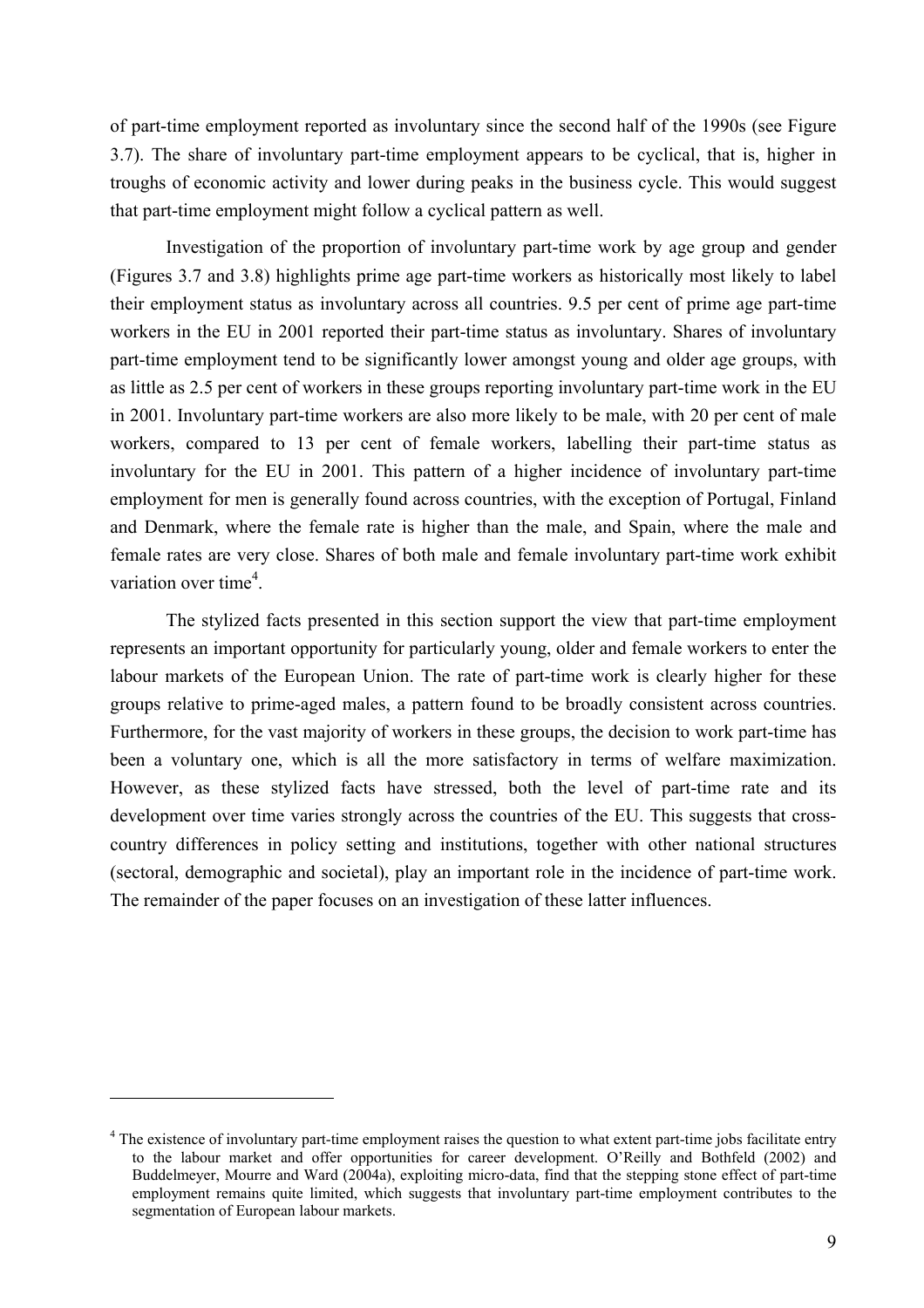of part-time employment reported as involuntary since the second half of the 1990s (see Figure 3.7). The share of involuntary part-time employment appears to be cyclical, that is, higher in troughs of economic activity and lower during peaks in the business cycle. This would suggest that part-time employment might follow a cyclical pattern as well.

Investigation of the proportion of involuntary part-time work by age group and gender (Figures 3.7 and 3.8) highlights prime age part-time workers as historically most likely to label their employment status as involuntary across all countries. 9.5 per cent of prime age part-time workers in the EU in 2001 reported their part-time status as involuntary. Shares of involuntary part-time employment tend to be significantly lower amongst young and older age groups, with as little as 2.5 per cent of workers in these groups reporting involuntary part-time work in the EU in 2001. Involuntary part-time workers are also more likely to be male, with 20 per cent of male workers, compared to 13 per cent of female workers, labelling their part-time status as involuntary for the EU in 2001. This pattern of a higher incidence of involuntary part-time employment for men is generally found across countries, with the exception of Portugal, Finland and Denmark, where the female rate is higher than the male, and Spain, where the male and female rates are very close. Shares of both male and female involuntary part-time work exhibit variation over time[4].

The stylized facts presented in this section support the view that part-time employment represents an important opportunity for particularly young, older and female workers to enter the labour markets of the European Union. The rate of part-time work is clearly higher for these groups relative to prime-aged males, a pattern found to be broadly consistent across countries. Furthermore, for the vast majority of workers in these groups, the decision to work part-time has been a voluntary one, which is all the more satisfactory in terms of welfare maximization. However, as these stylized facts have stressed, both the level of part-time rate and its development over time varies strongly across the countries of the EU. This suggests that cross-country differences in policy setting and institutions, together with other national structures (sectoral, demographic and societal), play an important role in the incidence of part-time work. The remainder of the paper focuses on an investigation of these latter influences.

---

[4] The existence of involuntary part-time employment raises the question to what extent part-time jobs facilitate entry to the labour market and offer opportunities for career development. O'Reilly and Bothfeld (2002) and Buddelmeyer, Mourre and Ward (2004a), exploiting micro-data, find that the stepping stone effect of part-time employment remains quite limited, which suggests that involuntary part-time employment contributes to the segmentation of European labour markets.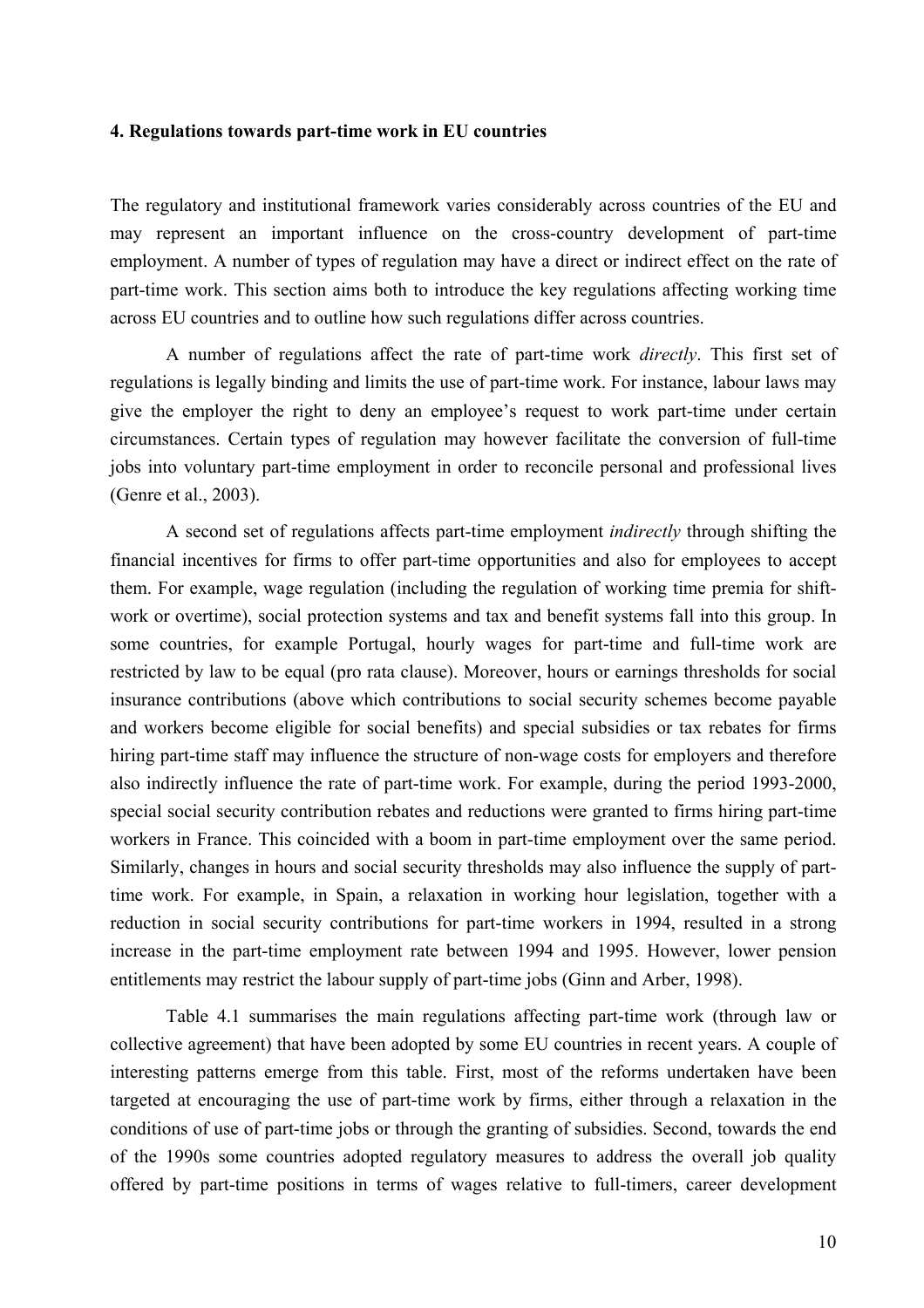### 4. Regulations towards part-time work in EU countries

The regulatory and institutional framework varies considerably across countries of the EU and may represent an important influence on the cross-country development of part-time employment. A number of types of regulation may have a direct or indirect effect on the rate of part-time work. This section aims both to introduce the key regulations affecting working time across EU countries and to outline how such regulations differ across countries.

A number of regulations affect the rate of part-time work *directly*. This first set of regulations is legally binding and limits the use of part-time work. For instance, labour laws may give the employer the right to deny an employee's request to work part-time under certain circumstances. Certain types of regulation may however facilitate the conversion of full-time jobs into voluntary part-time employment in order to reconcile personal and professional lives (Genre et al., 2003).

A second set of regulations affects part-time employment *indirectly* through shifting the financial incentives for firms to offer part-time opportunities and also for employees to accept them. For example, wage regulation (including the regulation of working time premia for shift-work or overtime), social protection systems and tax and benefit systems fall into this group. In some countries, for example Portugal, hourly wages for part-time and full-time work are restricted by law to be equal (pro rata clause). Moreover, hours or earnings thresholds for social insurance contributions (above which contributions to social security schemes become payable and workers become eligible for social benefits) and special subsidies or tax rebates for firms hiring part-time staff may influence the structure of non-wage costs for employers and therefore also indirectly influence the rate of part-time work. For example, during the period 1993-2000, special social security contribution rebates and reductions were granted to firms hiring part-time workers in France. This coincided with a boom in part-time employment over the same period. Similarly, changes in hours and social security thresholds may also influence the supply of part-time work. For example, in Spain, a relaxation in working hour legislation, together with a reduction in social security contributions for part-time workers in 1994, resulted in a strong increase in the part-time employment rate between 1994 and 1995. However, lower pension entitlements may restrict the labour supply of part-time jobs (Ginn and Arber, 1998).

Table 4.1 summarises the main regulations affecting part-time work (through law or collective agreement) that have been adopted by some EU countries in recent years. A couple of interesting patterns emerge from this table. First, most of the reforms undertaken have been targeted at encouraging the use of part-time work by firms, either through a relaxation in the conditions of use of part-time jobs or through the granting of subsidies. Second, towards the end of the 1990s some countries adopted regulatory measures to address the overall job quality offered by part-time positions in terms of wages relative to full-timers, career development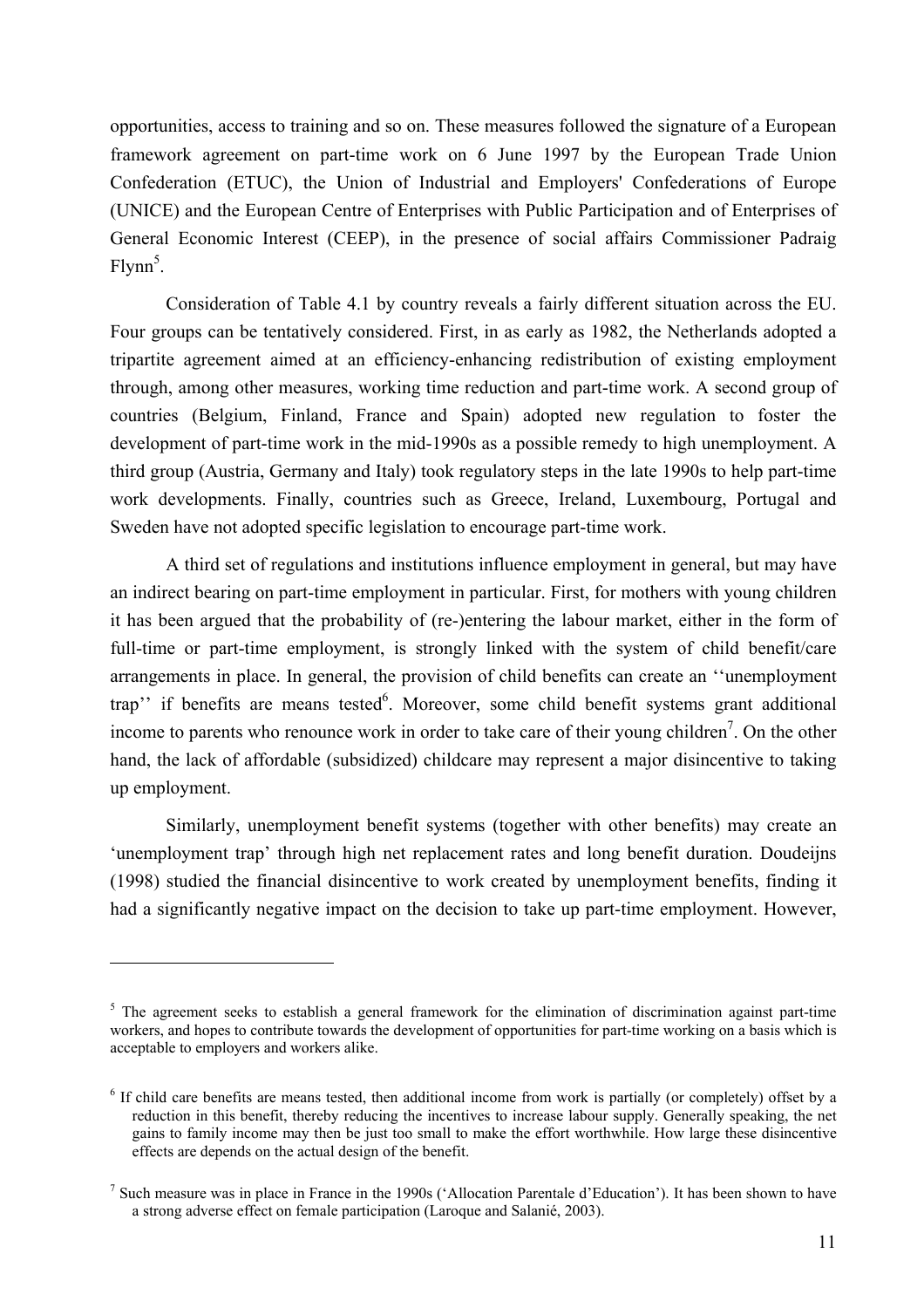opportunities, access to training and so on. These measures followed the signature of a European framework agreement on part-time work on 6 June 1997 by the European Trade Union Confederation (ETUC), the Union of Industrial and Employers' Confederations of Europe (UNICE) and the European Centre of Enterprises with Public Participation and of Enterprises of General Economic Interest (CEEP), in the presence of social affairs Commissioner Padraig Flynn[5].

Consideration of Table 4.1 by country reveals a fairly different situation across the EU. Four groups can be tentatively considered. First, in as early as 1982, the Netherlands adopted a tripartite agreement aimed at an efficiency-enhancing redistribution of existing employment through, among other measures, working time reduction and part-time work. A second group of countries (Belgium, Finland, France and Spain) adopted new regulation to foster the development of part-time work in the mid-1990s as a possible remedy to high unemployment. A third group (Austria, Germany and Italy) took regulatory steps in the late 1990s to help part-time work developments. Finally, countries such as Greece, Ireland, Luxembourg, Portugal and Sweden have not adopted specific legislation to encourage part-time work.

A third set of regulations and institutions influence employment in general, but may have an indirect bearing on part-time employment in particular. First, for mothers with young children it has been argued that the probability of (re-)entering the labour market, either in the form of full-time or part-time employment, is strongly linked with the system of child benefit/care arrangements in place. In general, the provision of child benefits can create an ''unemployment trap'' if benefits are means tested[6]. Moreover, some child benefit systems grant additional income to parents who renounce work in order to take care of their young children[7]. On the other hand, the lack of affordable (subsidized) childcare may represent a major disincentive to taking up employment.

Similarly, unemployment benefit systems (together with other benefits) may create an 'unemployment trap' through high net replacement rates and long benefit duration. Doudeijns (1998) studied the financial disincentive to work created by unemployment benefits, finding it had a significantly negative impact on the decision to take up part-time employment. However,

---

[5] The agreement seeks to establish a general framework for the elimination of discrimination against part-time workers, and hopes to contribute towards the development of opportunities for part-time working on a basis which is acceptable to employers and workers alike.

[6] If child care benefits are means tested, then additional income from work is partially (or completely) offset by a reduction in this benefit, thereby reducing the incentives to increase labour supply. Generally speaking, the net gains to family income may then be just too small to make the effort worthwhile. How large these disincentive effects are depends on the actual design of the benefit.

[7] Such measure was in place in France in the 1990s ('Allocation Parentale d'Education'). It has been shown to have a strong adverse effect on female participation (Laroque and Salanié, 2003).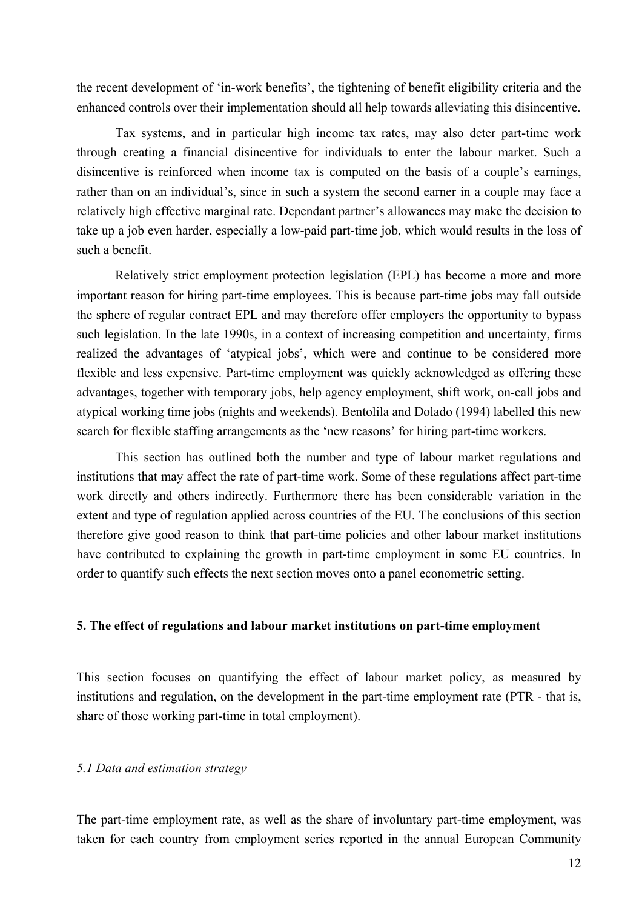the recent development of 'in-work benefits', the tightening of benefit eligibility criteria and the enhanced controls over their implementation should all help towards alleviating this disincentive.

Tax systems, and in particular high income tax rates, may also deter part-time work through creating a financial disincentive for individuals to enter the labour market. Such a disincentive is reinforced when income tax is computed on the basis of a couple's earnings, rather than on an individual's, since in such a system the second earner in a couple may face a relatively high effective marginal rate. Dependant partner's allowances may make the decision to take up a job even harder, especially a low-paid part-time job, which would results in the loss of such a benefit.

Relatively strict employment protection legislation (EPL) has become a more and more important reason for hiring part-time employees. This is because part-time jobs may fall outside the sphere of regular contract EPL and may therefore offer employers the opportunity to bypass such legislation. In the late 1990s, in a context of increasing competition and uncertainty, firms realized the advantages of 'atypical jobs', which were and continue to be considered more flexible and less expensive. Part-time employment was quickly acknowledged as offering these advantages, together with temporary jobs, help agency employment, shift work, on-call jobs and atypical working time jobs (nights and weekends). Bentolila and Dolado (1994) labelled this new search for flexible staffing arrangements as the 'new reasons' for hiring part-time workers.

This section has outlined both the number and type of labour market regulations and institutions that may affect the rate of part-time work. Some of these regulations affect part-time work directly and others indirectly. Furthermore there has been considerable variation in the extent and type of regulation applied across countries of the EU. The conclusions of this section therefore give good reason to think that part-time policies and other labour market institutions have contributed to explaining the growth in part-time employment in some EU countries. In order to quantify such effects the next section moves onto a panel econometric setting.

## 5. The effect of regulations and labour market institutions on part-time employment

This section focuses on quantifying the effect of labour market policy, as measured by institutions and regulation, on the development in the part-time employment rate (PTR - that is, share of those working part-time in total employment).

### *5.1 Data and estimation strategy*

The part-time employment rate, as well as the share of involuntary part-time employment, was taken for each country from employment series reported in the annual European Community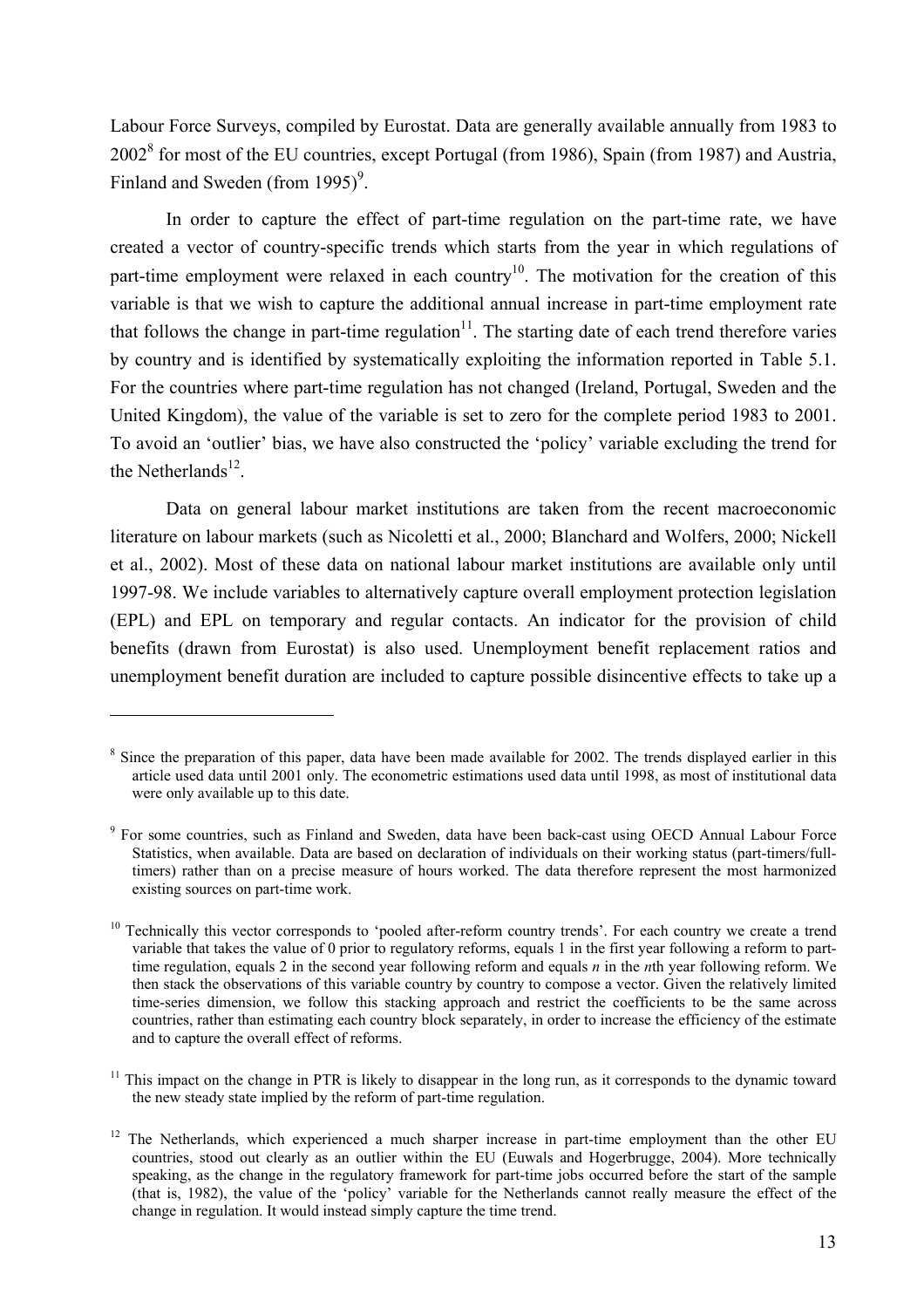Labour Force Surveys, compiled by Eurostat. Data are generally available annually from 1983 to 2002[8] for most of the EU countries, except Portugal (from 1986), Spain (from 1987) and Austria, Finland and Sweden (from 1995)[9].

In order to capture the effect of part-time regulation on the part-time rate, we have created a vector of country-specific trends which starts from the year in which regulations of part-time employment were relaxed in each country[10]. The motivation for the creation of this variable is that we wish to capture the additional annual increase in part-time employment rate that follows the change in part-time regulation[11]. The starting date of each trend therefore varies by country and is identified by systematically exploiting the information reported in Table 5.1. For the countries where part-time regulation has not changed (Ireland, Portugal, Sweden and the United Kingdom), the value of the variable is set to zero for the complete period 1983 to 2001. To avoid an 'outlier' bias, we have also constructed the 'policy' variable excluding the trend for the Netherlands[12].

Data on general labour market institutions are taken from the recent macroeconomic literature on labour markets (such as Nicoletti et al., 2000; Blanchard and Wolfers, 2000; Nickell et al., 2002). Most of these data on national labour market institutions are available only until 1997-98. We include variables to alternatively capture overall employment protection legislation (EPL) and EPL on temporary and regular contacts. An indicator for the provision of child benefits (drawn from Eurostat) is also used. Unemployment benefit replacement ratios and unemployment benefit duration are included to capture possible disincentive effects to take up a

---

[8] Since the preparation of this paper, data have been made available for 2002. The trends displayed earlier in this article used data until 2001 only. The econometric estimations used data until 1998, as most of institutional data were only available up to this date.

[9] For some countries, such as Finland and Sweden, data have been back-cast using OECD Annual Labour Force Statistics, when available. Data are based on declaration of individuals on their working status (part-timers/full-timers) rather than on a precise measure of hours worked. The data therefore represent the most harmonized existing sources on part-time work.

[10] Technically this vector corresponds to 'pooled after-reform country trends'. For each country we create a trend variable that takes the value of 0 prior to regulatory reforms, equals 1 in the first year following a reform to part-time regulation, equals 2 in the second year following reform and equals $n$ in the $n$th year following reform. We then stack the observations of this variable country by country to compose a vector. Given the relatively limited time-series dimension, we follow this stacking approach and restrict the coefficients to be the same across countries, rather than estimating each country block separately, in order to increase the efficiency of the estimate and to capture the overall effect of reforms.

[11] This impact on the change in PTR is likely to disappear in the long run, as it corresponds to the dynamic toward the new steady state implied by the reform of part-time regulation.

[12] The Netherlands, which experienced a much sharper increase in part-time employment than the other EU countries, stood out clearly as an outlier within the EU (Euwals and Hogerbrugge, 2004). More technically speaking, as the change in the regulatory framework for part-time jobs occurred before the start of the sample (that is, 1982), the value of the 'policy' variable for the Netherlands cannot really measure the effect of the change in regulation. It would instead simply capture the time trend.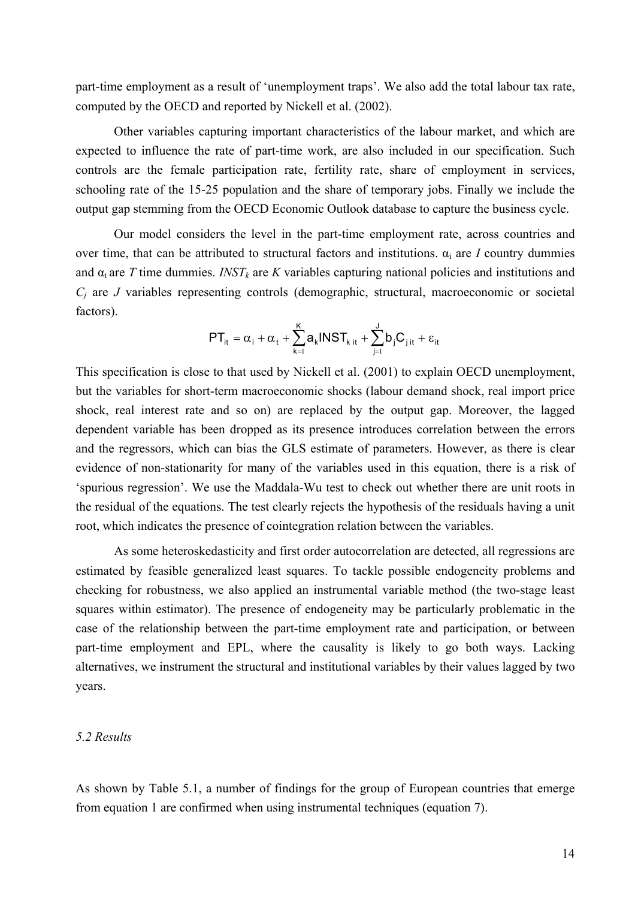part-time employment as a result of 'unemployment traps'. We also add the total labour tax rate, computed by the OECD and reported by Nickell et al. (2002).

Other variables capturing important characteristics of the labour market, and which are expected to influence the rate of part-time work, are also included in our specification. Such controls are the female participation rate, fertility rate, share of employment in services, schooling rate of the 15-25 population and the share of temporary jobs. Finally we include the output gap stemming from the OECD Economic Outlook database to capture the business cycle.

Our model considers the level in the part-time employment rate, across countries and over time, that can be attributed to structural factors and institutions. $\alpha_i$ are $I$ country dummies and $\alpha_t$ are $T$ time dummies. $INST_k$ are $K$ variables capturing national policies and institutions and $C_j$ are $J$ variables representing controls (demographic, structural, macroeconomic or societal factors).

$$PT_{it} = \alpha_i + \alpha_t + \sum_{k=1}^{K} a_k INST_{k\,it} + \sum_{j=1}^{J} b_j C_{j\,it} + \varepsilon_{it}$$

This specification is close to that used by Nickell et al. (2001) to explain OECD unemployment, but the variables for short-term macroeconomic shocks (labour demand shock, real import price shock, real interest rate and so on) are replaced by the output gap. Moreover, the lagged dependent variable has been dropped as its presence introduces correlation between the errors and the regressors, which can bias the GLS estimate of parameters. However, as there is clear evidence of non-stationarity for many of the variables used in this equation, there is a risk of 'spurious regression'. We use the Maddala-Wu test to check out whether there are unit roots in the residual of the equations. The test clearly rejects the hypothesis of the residuals having a unit root, which indicates the presence of cointegration relation between the variables.

As some heteroskedasticity and first order autocorrelation are detected, all regressions are estimated by feasible generalized least squares. To tackle possible endogeneity problems and checking for robustness, we also applied an instrumental variable method (the two-stage least squares within estimator). The presence of endogeneity may be particularly problematic in the case of the relationship between the part-time employment rate and participation, or between part-time employment and EPL, where the causality is likely to go both ways. Lacking alternatives, we instrument the structural and institutional variables by their values lagged by two years.

### *5.2 Results*

As shown by Table 5.1, a number of findings for the group of European countries that emerge from equation 1 are confirmed when using instrumental techniques (equation 7).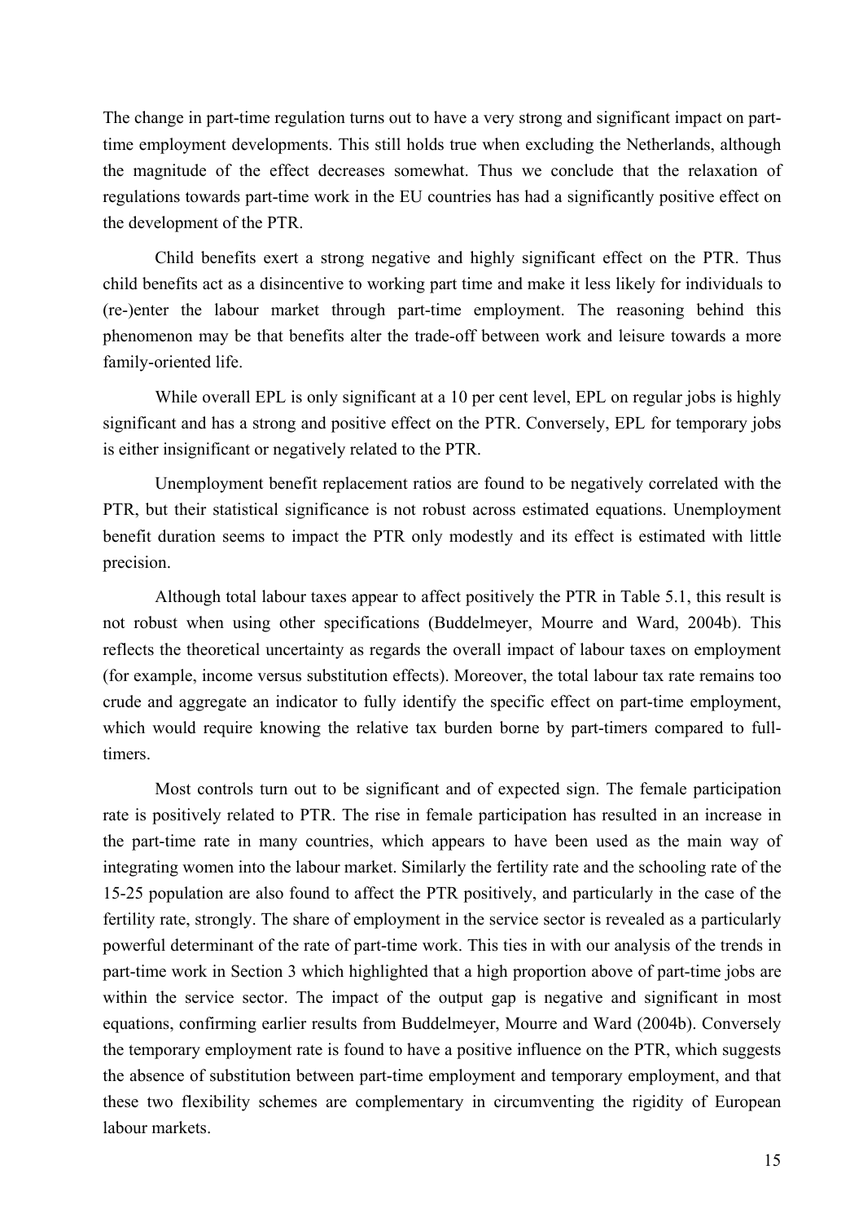The change in part-time regulation turns out to have a very strong and significant impact on part-time employment developments. This still holds true when excluding the Netherlands, although the magnitude of the effect decreases somewhat. Thus we conclude that the relaxation of regulations towards part-time work in the EU countries has had a significantly positive effect on the development of the PTR.

Child benefits exert a strong negative and highly significant effect on the PTR. Thus child benefits act as a disincentive to working part time and make it less likely for individuals to (re-)enter the labour market through part-time employment. The reasoning behind this phenomenon may be that benefits alter the trade-off between work and leisure towards a more family-oriented life.

While overall EPL is only significant at a 10 per cent level, EPL on regular jobs is highly significant and has a strong and positive effect on the PTR. Conversely, EPL for temporary jobs is either insignificant or negatively related to the PTR.

Unemployment benefit replacement ratios are found to be negatively correlated with the PTR, but their statistical significance is not robust across estimated equations. Unemployment benefit duration seems to impact the PTR only modestly and its effect is estimated with little precision.

Although total labour taxes appear to affect positively the PTR in Table 5.1, this result is not robust when using other specifications (Buddelmeyer, Mourre and Ward, 2004b). This reflects the theoretical uncertainty as regards the overall impact of labour taxes on employment (for example, income versus substitution effects). Moreover, the total labour tax rate remains too crude and aggregate an indicator to fully identify the specific effect on part-time employment, which would require knowing the relative tax burden borne by part-timers compared to full-timers.

Most controls turn out to be significant and of expected sign. The female participation rate is positively related to PTR. The rise in female participation has resulted in an increase in the part-time rate in many countries, which appears to have been used as the main way of integrating women into the labour market. Similarly the fertility rate and the schooling rate of the 15-25 population are also found to affect the PTR positively, and particularly in the case of the fertility rate, strongly. The share of employment in the service sector is revealed as a particularly powerful determinant of the rate of part-time work. This ties in with our analysis of the trends in part-time work in Section 3 which highlighted that a high proportion above of part-time jobs are within the service sector. The impact of the output gap is negative and significant in most equations, confirming earlier results from Buddelmeyer, Mourre and Ward (2004b). Conversely the temporary employment rate is found to have a positive influence on the PTR, which suggests the absence of substitution between part-time employment and temporary employment, and that these two flexibility schemes are complementary in circumventing the rigidity of European labour markets.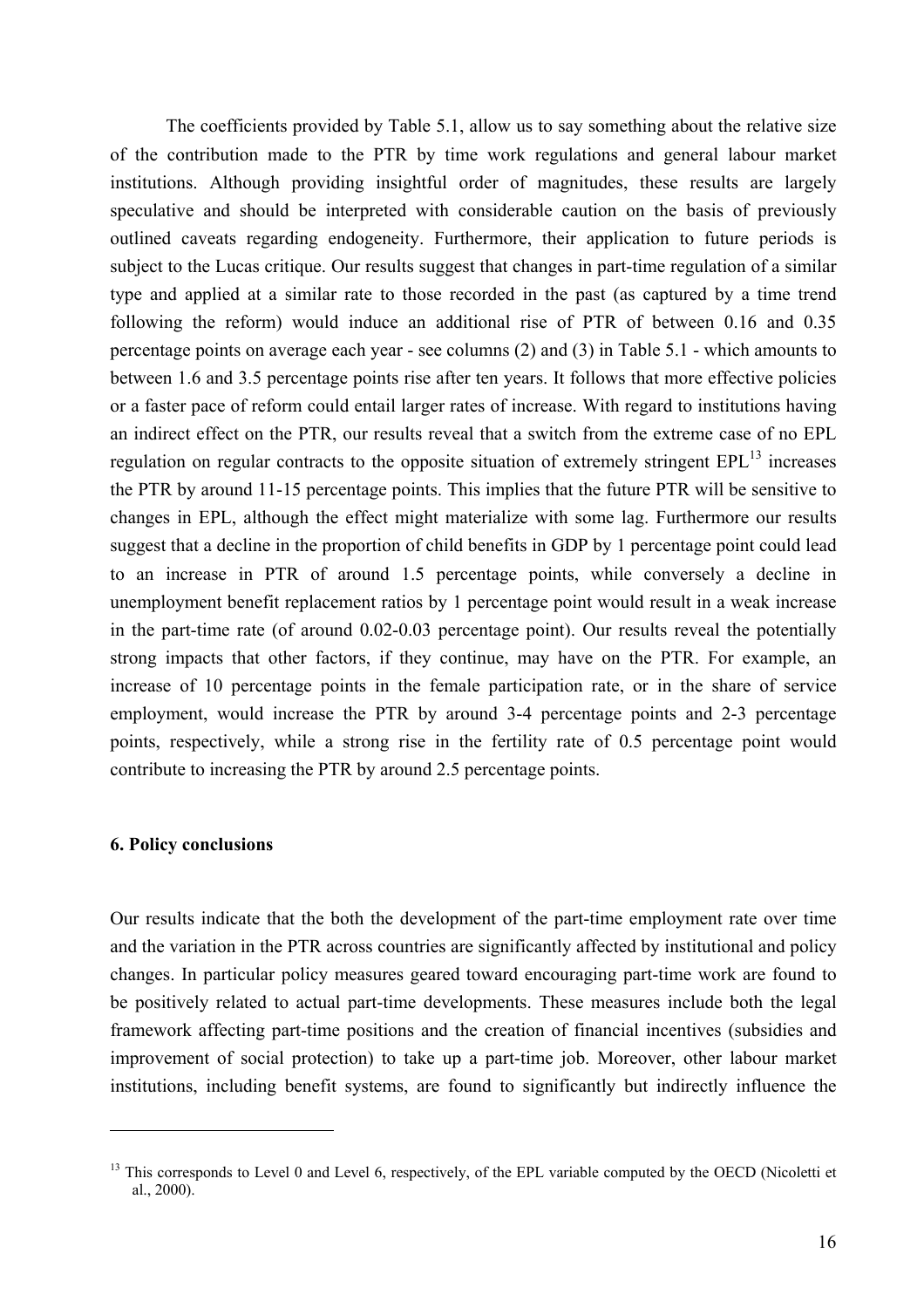The coefficients provided by Table 5.1, allow us to say something about the relative size of the contribution made to the PTR by time work regulations and general labour market institutions. Although providing insightful order of magnitudes, these results are largely speculative and should be interpreted with considerable caution on the basis of previously outlined caveats regarding endogeneity. Furthermore, their application to future periods is subject to the Lucas critique. Our results suggest that changes in part-time regulation of a similar type and applied at a similar rate to those recorded in the past (as captured by a time trend following the reform) would induce an additional rise of PTR of between 0.16 and 0.35 percentage points on average each year - see columns (2) and (3) in Table 5.1 - which amounts to between 1.6 and 3.5 percentage points rise after ten years. It follows that more effective policies or a faster pace of reform could entail larger rates of increase. With regard to institutions having an indirect effect on the PTR, our results reveal that a switch from the extreme case of no EPL regulation on regular contracts to the opposite situation of extremely stringent EPL[13] increases the PTR by around 11-15 percentage points. This implies that the future PTR will be sensitive to changes in EPL, although the effect might materialize with some lag. Furthermore our results suggest that a decline in the proportion of child benefits in GDP by 1 percentage point could lead to an increase in PTR of around 1.5 percentage points, while conversely a decline in unemployment benefit replacement ratios by 1 percentage point would result in a weak increase in the part-time rate (of around 0.02-0.03 percentage point). Our results reveal the potentially strong impacts that other factors, if they continue, may have on the PTR. For example, an increase of 10 percentage points in the female participation rate, or in the share of service employment, would increase the PTR by around 3-4 percentage points and 2-3 percentage points, respectively, while a strong rise in the fertility rate of 0.5 percentage point would contribute to increasing the PTR by around 2.5 percentage points.

## 6. Policy conclusions

Our results indicate that the both the development of the part-time employment rate over time and the variation in the PTR across countries are significantly affected by institutional and policy changes. In particular policy measures geared toward encouraging part-time work are found to be positively related to actual part-time developments. These measures include both the legal framework affecting part-time positions and the creation of financial incentives (subsidies and improvement of social protection) to take up a part-time job. Moreover, other labour market institutions, including benefit systems, are found to significantly but indirectly influence the

[13] This corresponds to Level 0 and Level 6, respectively, of the EPL variable computed by the OECD (Nicoletti et al., 2000).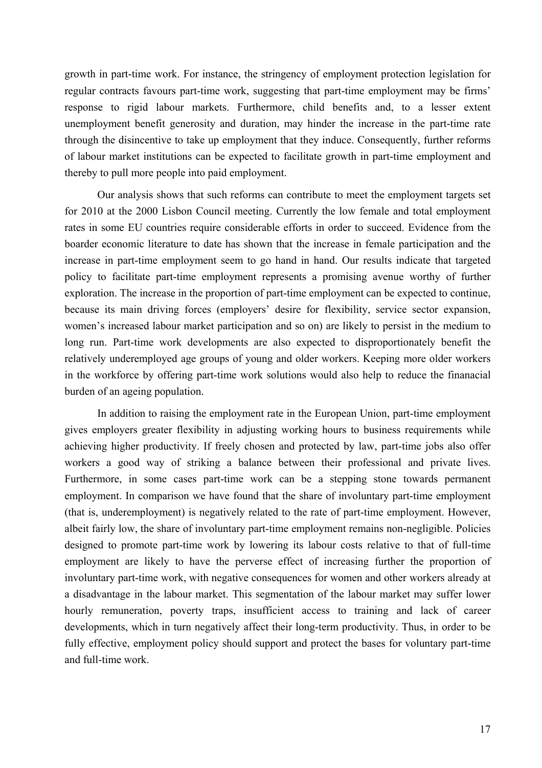growth in part-time work. For instance, the stringency of employment protection legislation for regular contracts favours part-time work, suggesting that part-time employment may be firms' response to rigid labour markets. Furthermore, child benefits and, to a lesser extent unemployment benefit generosity and duration, may hinder the increase in the part-time rate through the disincentive to take up employment that they induce. Consequently, further reforms of labour market institutions can be expected to facilitate growth in part-time employment and thereby to pull more people into paid employment.

Our analysis shows that such reforms can contribute to meet the employment targets set for 2010 at the 2000 Lisbon Council meeting. Currently the low female and total employment rates in some EU countries require considerable efforts in order to succeed. Evidence from the boarder economic literature to date has shown that the increase in female participation and the increase in part-time employment seem to go hand in hand. Our results indicate that targeted policy to facilitate part-time employment represents a promising avenue worthy of further exploration. The increase in the proportion of part-time employment can be expected to continue, because its main driving forces (employers' desire for flexibility, service sector expansion, women's increased labour market participation and so on) are likely to persist in the medium to long run. Part-time work developments are also expected to disproportionately benefit the relatively underemployed age groups of young and older workers. Keeping more older workers in the workforce by offering part-time work solutions would also help to reduce the finanacial burden of an ageing population.

In addition to raising the employment rate in the European Union, part-time employment gives employers greater flexibility in adjusting working hours to business requirements while achieving higher productivity. If freely chosen and protected by law, part-time jobs also offer workers a good way of striking a balance between their professional and private lives. Furthermore, in some cases part-time work can be a stepping stone towards permanent employment. In comparison we have found that the share of involuntary part-time employment (that is, underemployment) is negatively related to the rate of part-time employment. However, albeit fairly low, the share of involuntary part-time employment remains non-negligible. Policies designed to promote part-time work by lowering its labour costs relative to that of full-time employment are likely to have the perverse effect of increasing further the proportion of involuntary part-time work, with negative consequences for women and other workers already at a disadvantage in the labour market. This segmentation of the labour market may suffer lower hourly remuneration, poverty traps, insufficient access to training and lack of career developments, which in turn negatively affect their long-term productivity. Thus, in order to be fully effective, employment policy should support and protect the bases for voluntary part-time and full-time work.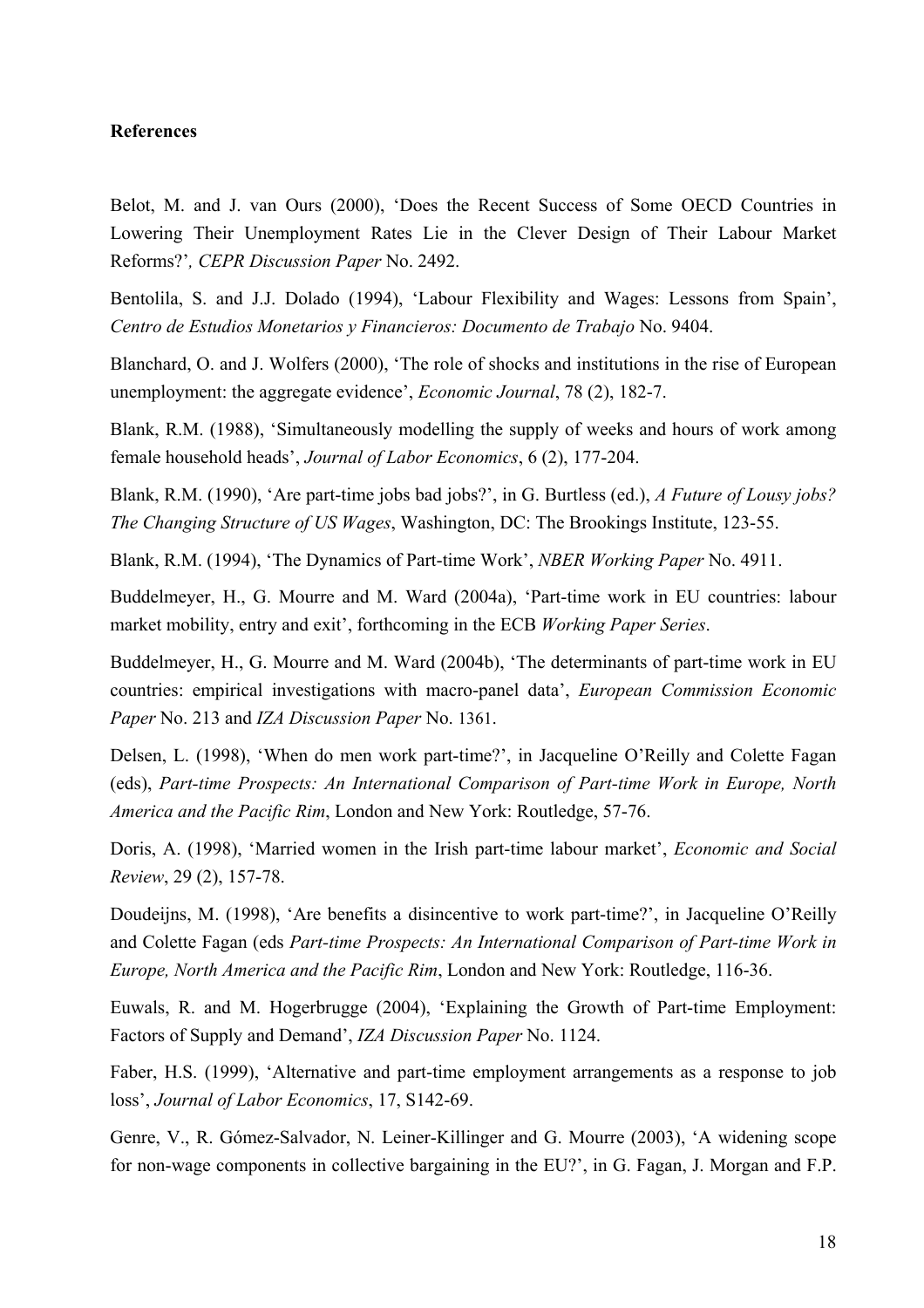**References**

Belot, M. and J. van Ours (2000), 'Does the Recent Success of Some OECD Countries in Lowering Their Unemployment Rates Lie in the Clever Design of Their Labour Market Reforms?'*, CEPR Discussion Paper* No. 2492.

Bentolila, S. and J.J. Dolado (1994), 'Labour Flexibility and Wages: Lessons from Spain', *Centro de Estudios Monetarios y Financieros: Documento de Trabajo* No. 9404.

Blanchard, O. and J. Wolfers (2000), 'The role of shocks and institutions in the rise of European unemployment: the aggregate evidence', *Economic Journal*, 78 (2), 182-7.

Blank, R.M. (1988), 'Simultaneously modelling the supply of weeks and hours of work among female household heads', *Journal of Labor Economics*, 6 (2), 177-204.

Blank, R.M. (1990), 'Are part-time jobs bad jobs?', in G. Burtless (ed.), *A Future of Lousy jobs? The Changing Structure of US Wages*, Washington, DC: The Brookings Institute, 123-55.

Blank, R.M. (1994), 'The Dynamics of Part-time Work', *NBER Working Paper* No. 4911.

Buddelmeyer, H., G. Mourre and M. Ward (2004a), 'Part-time work in EU countries: labour market mobility, entry and exit', forthcoming in the ECB *Working Paper Series*.

Buddelmeyer, H., G. Mourre and M. Ward (2004b), 'The determinants of part-time work in EU countries: empirical investigations with macro-panel data', *European Commission Economic Paper* No. 213 and *IZA Discussion Paper* No. 1361.

Delsen, L. (1998), 'When do men work part-time?', in Jacqueline O'Reilly and Colette Fagan (eds), *Part-time Prospects: An International Comparison of Part-time Work in Europe, North America and the Pacific Rim*, London and New York: Routledge, 57-76.

Doris, A. (1998), 'Married women in the Irish part-time labour market', *Economic and Social Review*, 29 (2), 157-78.

Doudeijns, M. (1998), 'Are benefits a disincentive to work part-time?', in Jacqueline O'Reilly and Colette Fagan (eds *Part-time Prospects: An International Comparison of Part-time Work in Europe, North America and the Pacific Rim*, London and New York: Routledge, 116-36.

Euwals, R. and M. Hogerbrugge (2004), 'Explaining the Growth of Part-time Employment: Factors of Supply and Demand', *IZA Discussion Paper* No. 1124.

Faber, H.S. (1999), 'Alternative and part-time employment arrangements as a response to job loss', *Journal of Labor Economics*, 17, S142-69.

Genre, V., R. Gómez-Salvador, N. Leiner-Killinger and G. Mourre (2003), 'A widening scope for non-wage components in collective bargaining in the EU?', in G. Fagan, J. Morgan and F.P.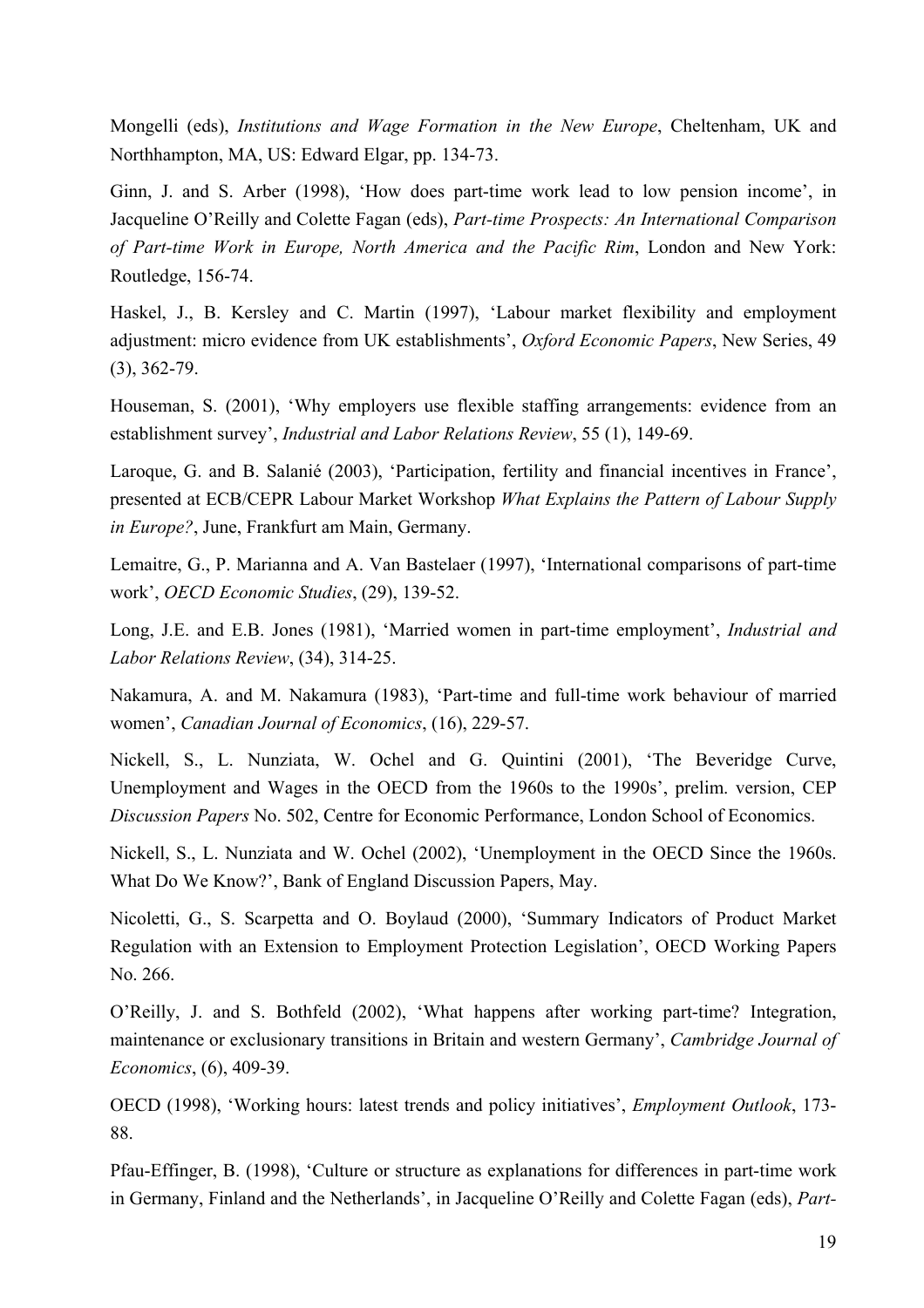Mongelli (eds), *Institutions and Wage Formation in the New Europe*, Cheltenham, UK and Northhampton, MA, US: Edward Elgar, pp. 134-73.

Ginn, J. and S. Arber (1998), 'How does part-time work lead to low pension income', in Jacqueline O'Reilly and Colette Fagan (eds), *Part-time Prospects: An International Comparison of Part-time Work in Europe, North America and the Pacific Rim*, London and New York: Routledge, 156-74.

Haskel, J., B. Kersley and C. Martin (1997), 'Labour market flexibility and employment adjustment: micro evidence from UK establishments', *Oxford Economic Papers*, New Series, 49 (3), 362-79.

Houseman, S. (2001), 'Why employers use flexible staffing arrangements: evidence from an establishment survey', *Industrial and Labor Relations Review*, 55 (1), 149-69.

Laroque, G. and B. Salanié (2003), 'Participation, fertility and financial incentives in France', presented at ECB/CEPR Labour Market Workshop *What Explains the Pattern of Labour Supply in Europe?*, June, Frankfurt am Main, Germany.

Lemaitre, G., P. Marianna and A. Van Bastelaer (1997), 'International comparisons of part-time work', *OECD Economic Studies*, (29), 139-52.

Long, J.E. and E.B. Jones (1981), 'Married women in part-time employment', *Industrial and Labor Relations Review*, (34), 314-25.

Nakamura, A. and M. Nakamura (1983), 'Part-time and full-time work behaviour of married women', *Canadian Journal of Economics*, (16), 229-57.

Nickell, S., L. Nunziata, W. Ochel and G. Quintini (2001), 'The Beveridge Curve, Unemployment and Wages in the OECD from the 1960s to the 1990s', prelim. version, CEP *Discussion Papers* No. 502, Centre for Economic Performance, London School of Economics.

Nickell, S., L. Nunziata and W. Ochel (2002), 'Unemployment in the OECD Since the 1960s. What Do We Know?', Bank of England Discussion Papers, May.

Nicoletti, G., S. Scarpetta and O. Boylaud (2000), 'Summary Indicators of Product Market Regulation with an Extension to Employment Protection Legislation', OECD Working Papers No. 266.

O'Reilly, J. and S. Bothfeld (2002), 'What happens after working part-time? Integration, maintenance or exclusionary transitions in Britain and western Germany', *Cambridge Journal of Economics*, (6), 409-39.

OECD (1998), 'Working hours: latest trends and policy initiatives', *Employment Outlook*, 173-88.

Pfau-Effinger, B. (1998), 'Culture or structure as explanations for differences in part-time work in Germany, Finland and the Netherlands', in Jacqueline O'Reilly and Colette Fagan (eds), *Part-*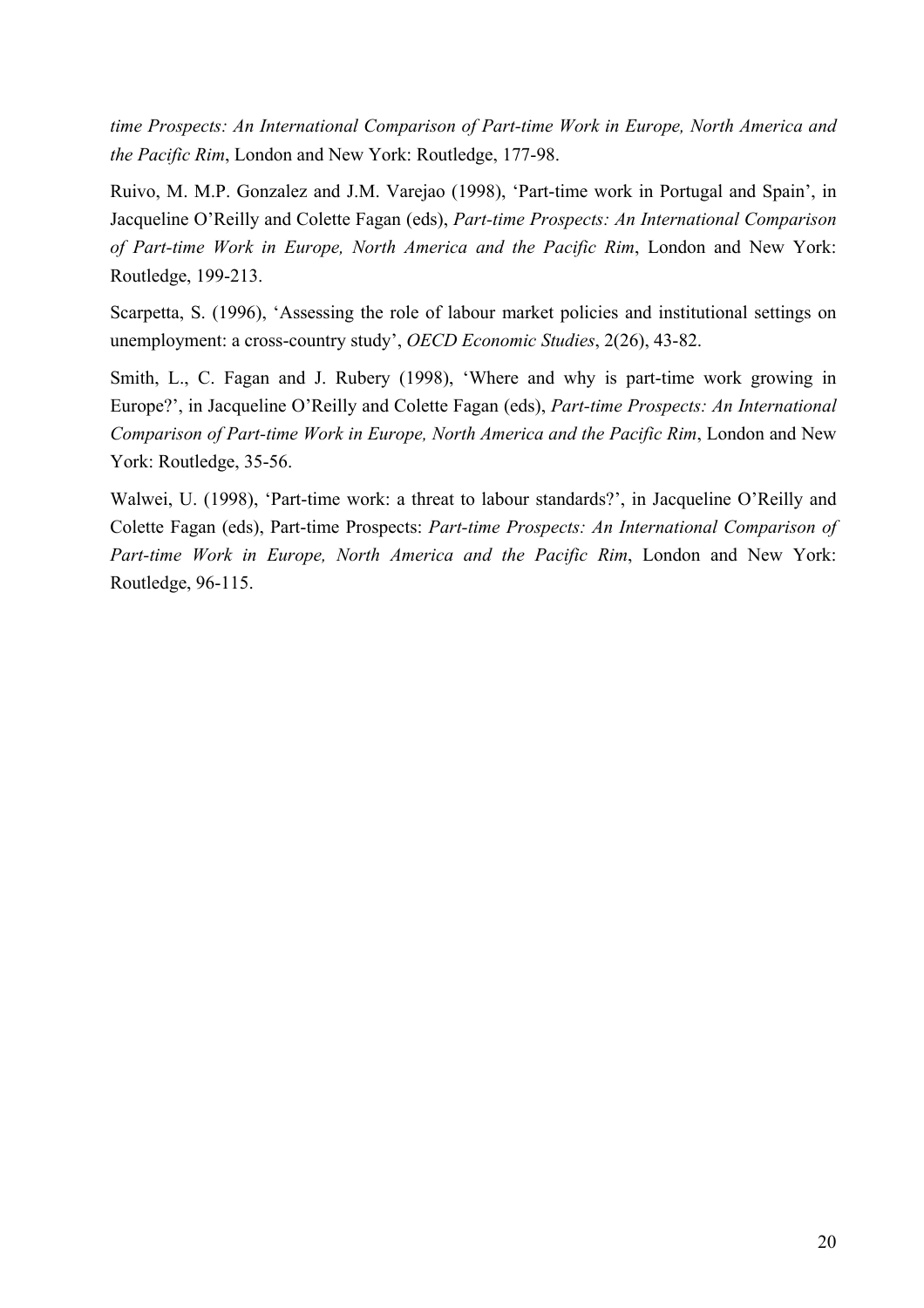*time Prospects: An International Comparison of Part-time Work in Europe, North America and the Pacific Rim*, London and New York: Routledge, 177-98.

Ruivo, M. M.P. Gonzalez and J.M. Varejao (1998), 'Part-time work in Portugal and Spain', in Jacqueline O'Reilly and Colette Fagan (eds), *Part-time Prospects: An International Comparison of Part-time Work in Europe, North America and the Pacific Rim*, London and New York: Routledge, 199-213.

Scarpetta, S. (1996), 'Assessing the role of labour market policies and institutional settings on unemployment: a cross-country study', *OECD Economic Studies*, 2(26), 43-82.

Smith, L., C. Fagan and J. Rubery (1998), 'Where and why is part-time work growing in Europe?', in Jacqueline O'Reilly and Colette Fagan (eds), *Part-time Prospects: An International Comparison of Part-time Work in Europe, North America and the Pacific Rim*, London and New York: Routledge, 35-56.

Walwei, U. (1998), 'Part-time work: a threat to labour standards?', in Jacqueline O'Reilly and Colette Fagan (eds), Part-time Prospects: *Part-time Prospects: An International Comparison of Part-time Work in Europe, North America and the Pacific Rim*, London and New York: Routledge, 96-115.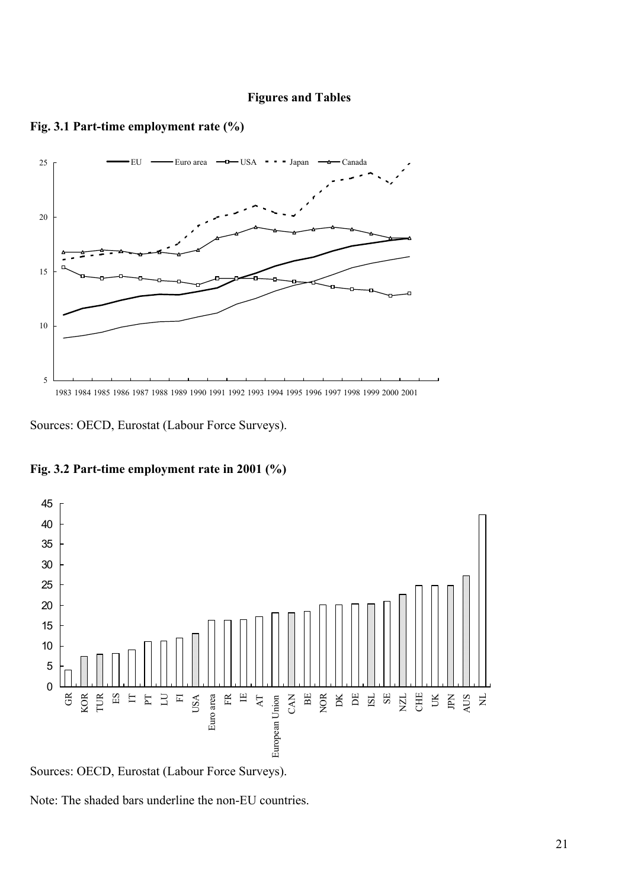## Figures and Tables

**Fig. 3.1 Part-time employment rate (%)**

Sources: OECD, Eurostat (Labour Force Surveys).

**Fig. 3.2 Part-time employment rate in 2001 (%)**

Sources: OECD, Eurostat (Labour Force Surveys).

Note: The shaded bars underline the non-EU countries.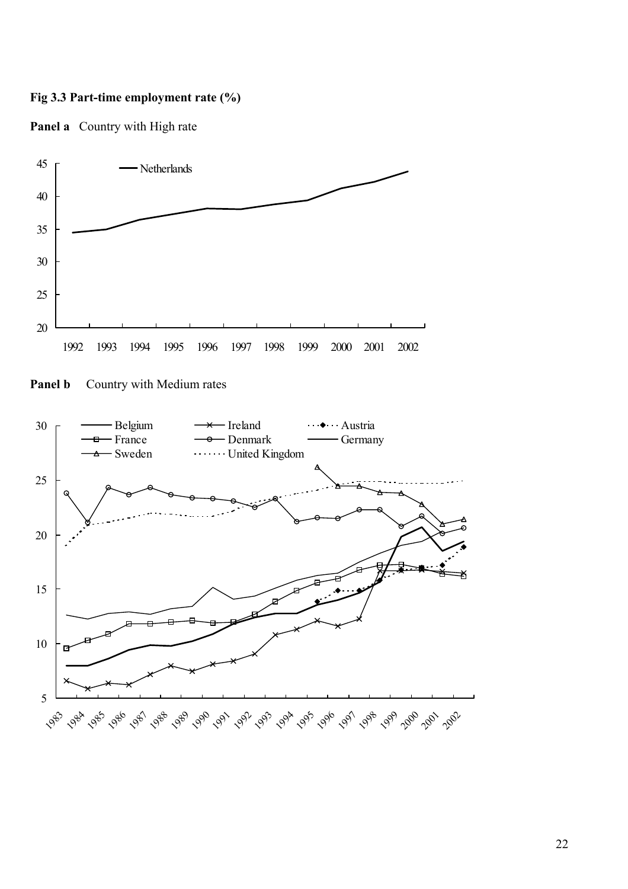**Fig 3.3 Part-time employment rate (%)**

**Panel a** Country with High rate

**Panel b** Country with Medium rates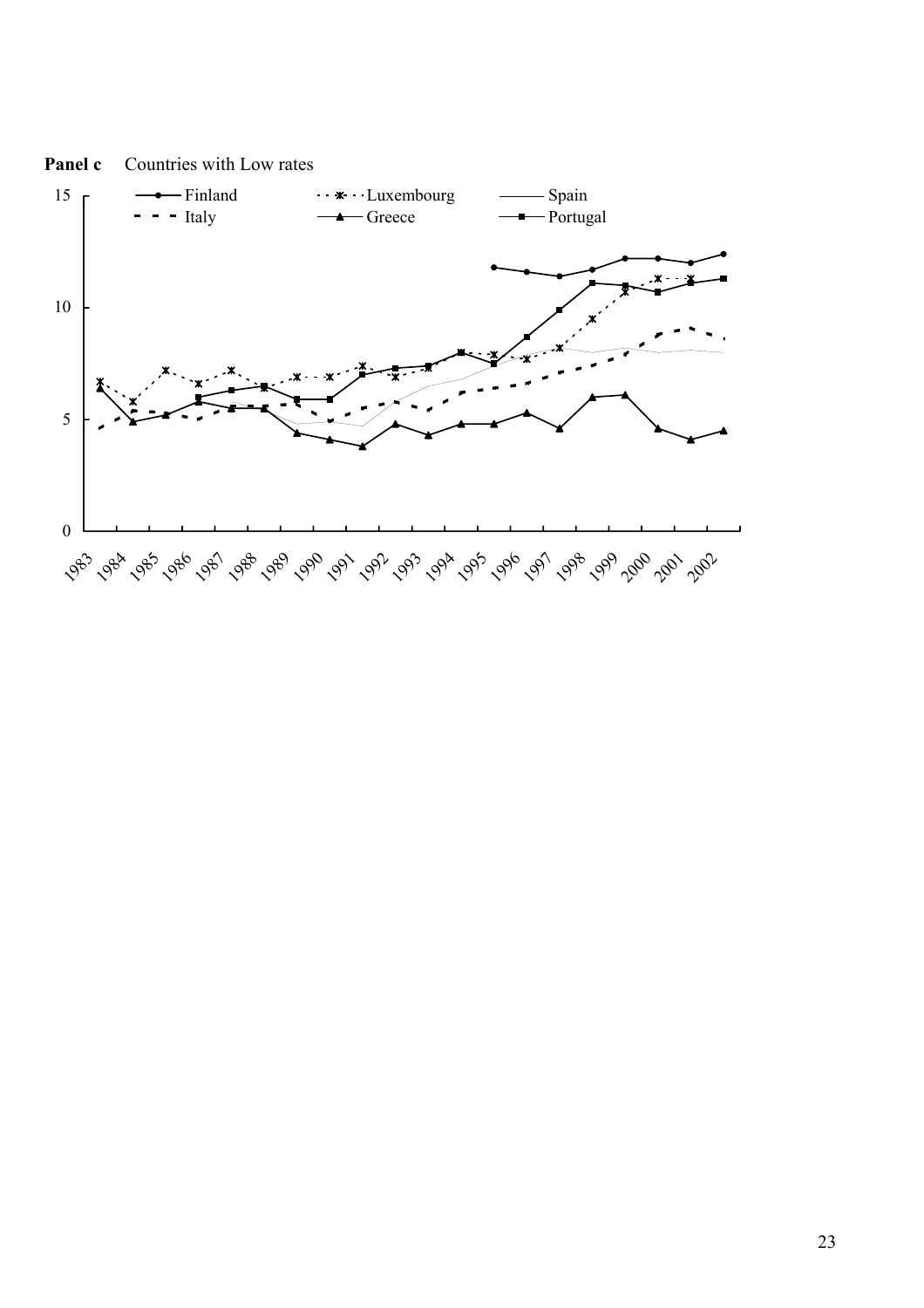**Panel c** Countries with Low rates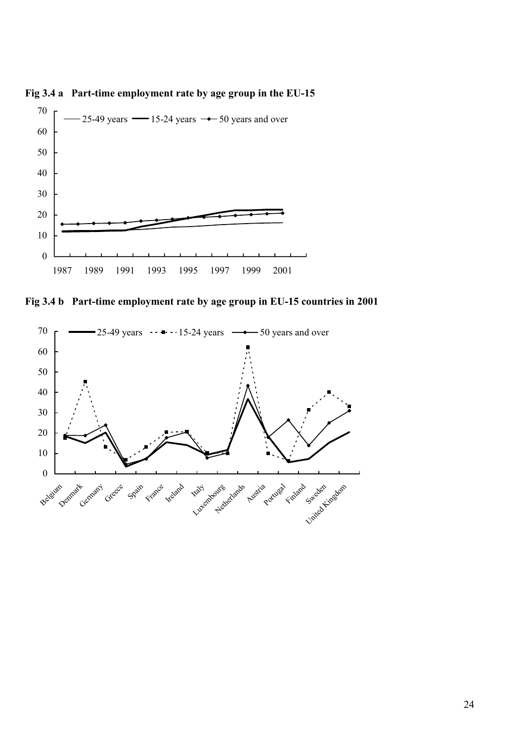**Fig 3.4 a Part-time employment rate by age group in the EU-15**

**Fig 3.4 b Part-time employment rate by age group in EU-15 countries in 2001**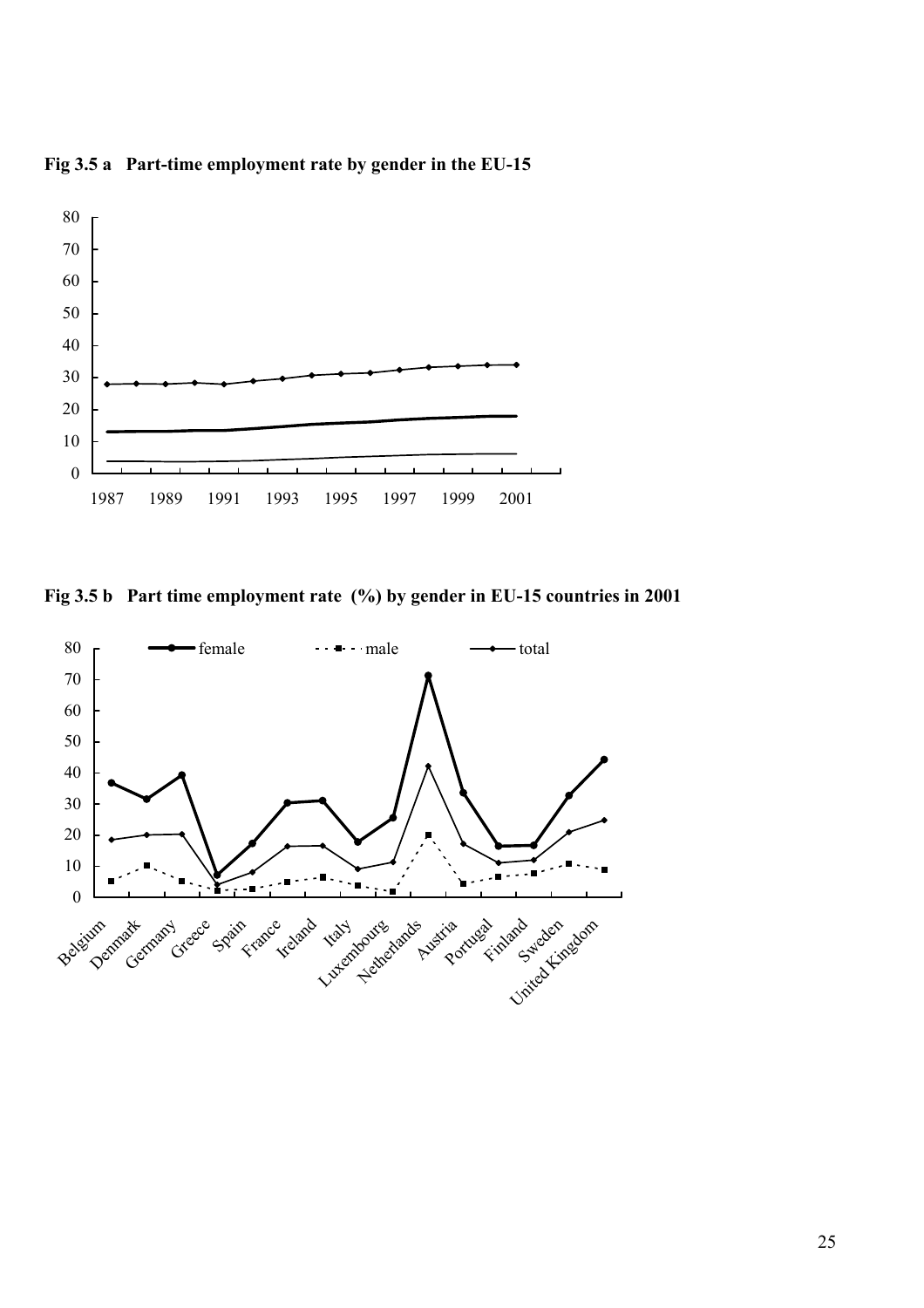**Fig 3.5 a   Part-time employment rate by gender in the EU-15**

**Fig 3.5 b   Part time employment rate  (%) by gender in EU-15 countries in 2001**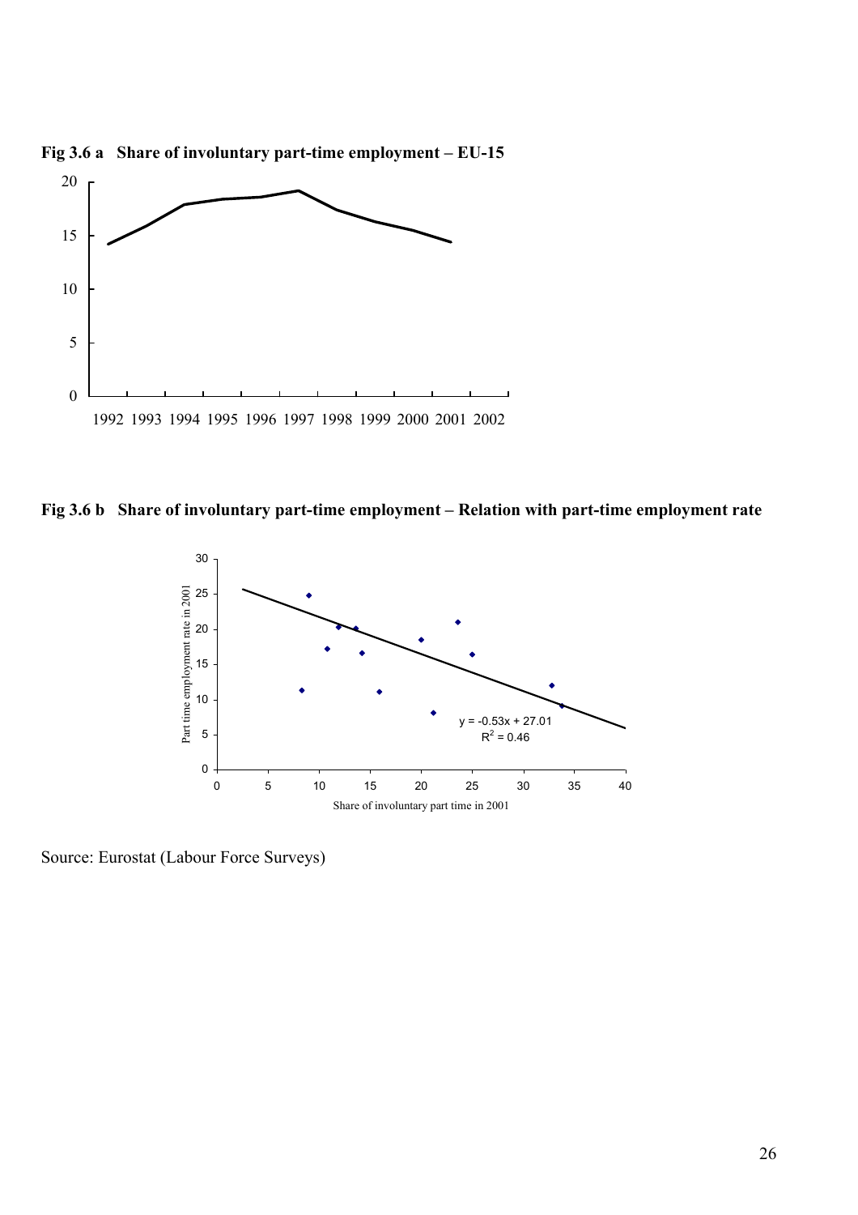**Fig 3.6 a Share of involuntary part-time employment – EU-15**

**Fig 3.6 b Share of involuntary part-time employment – Relation with part-time employment rate**

Source: Eurostat (Labour Force Surveys)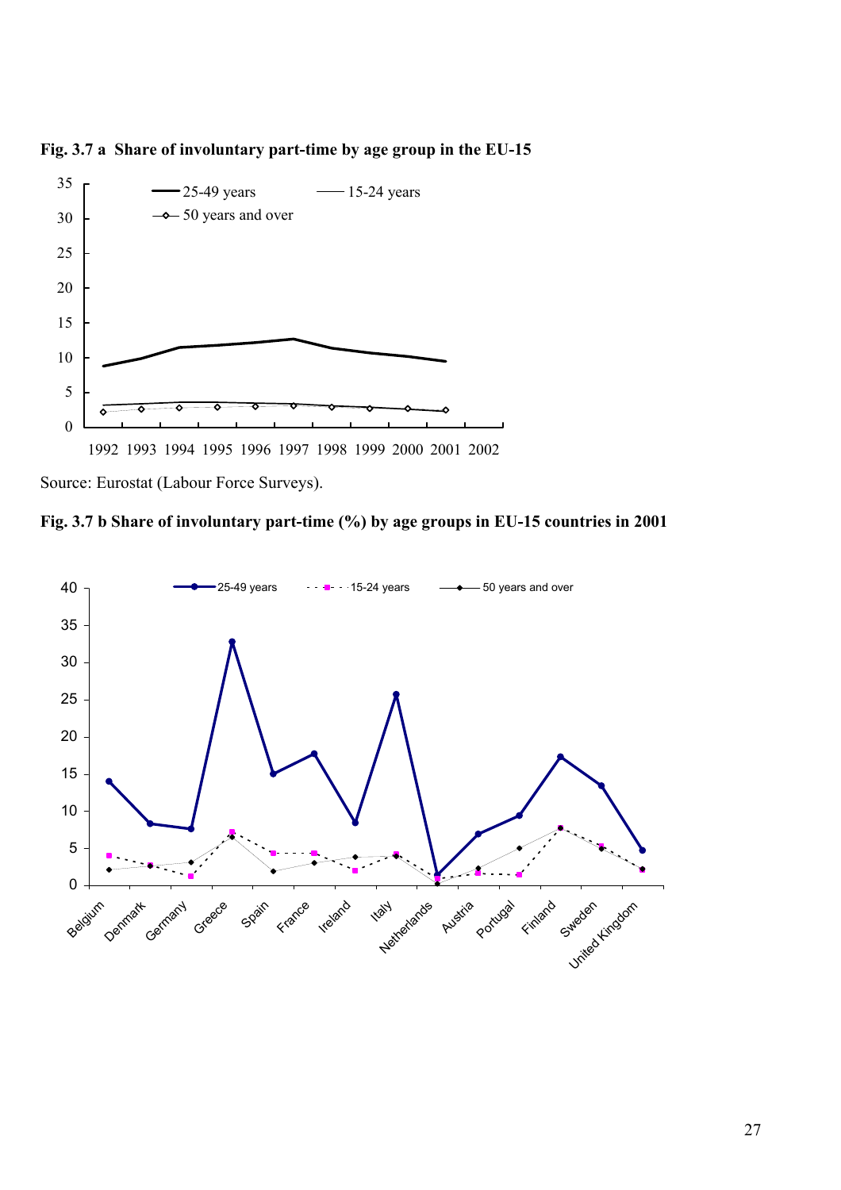**Fig. 3.7 a Share of involuntary part-time by age group in the EU-15**

Source: Eurostat (Labour Force Surveys).

**Fig. 3.7 b Share of involuntary part-time (%) by age groups in EU-15 countries in 2001**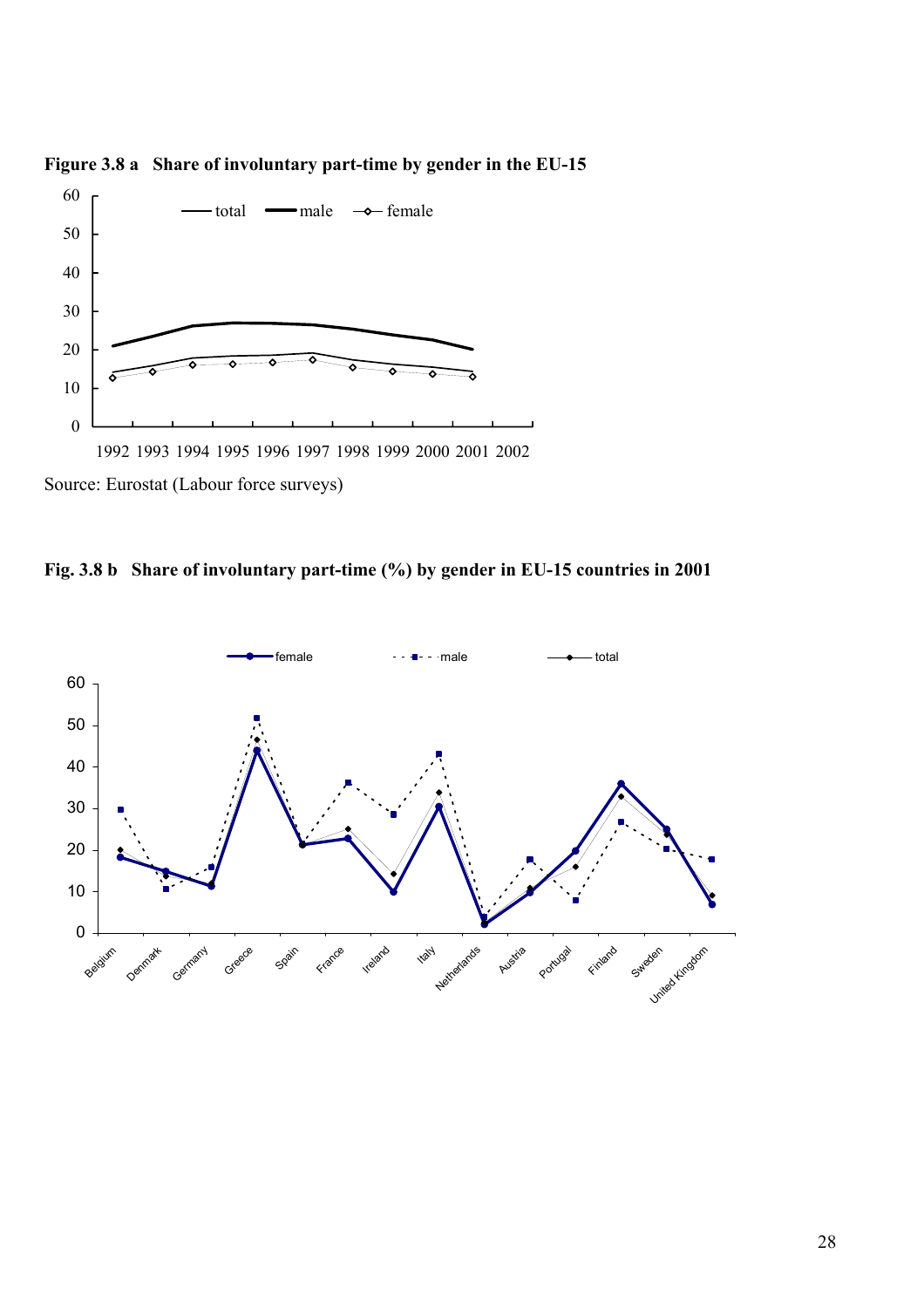**Figure 3.8 a Share of involuntary part-time by gender in the EU-15**

Source: Eurostat (Labour force surveys)

**Fig. 3.8 b Share of involuntary part-time (%) by gender in EU-15 countries in 2001**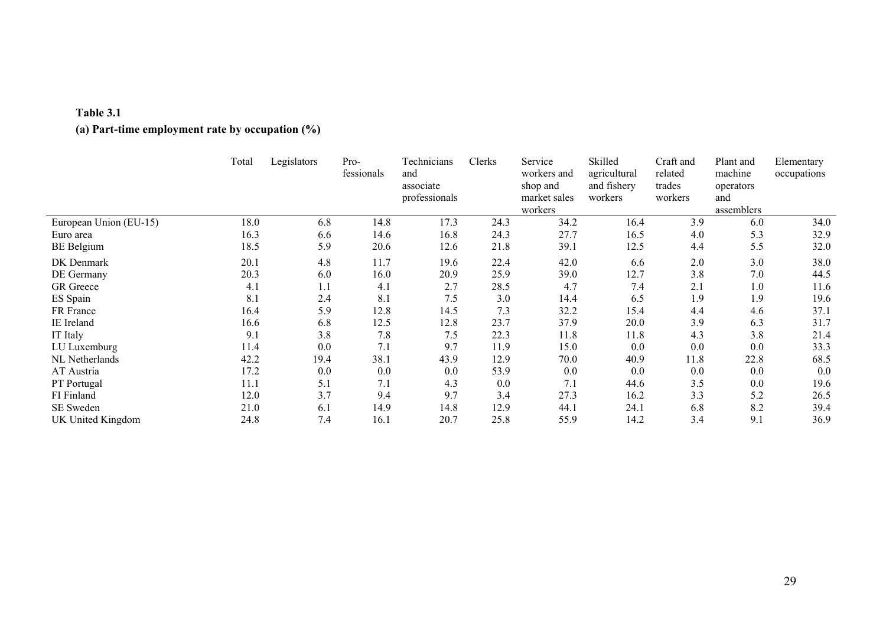**Table 3.1**

**(a) Part-time employment rate by occupation (%)**

| | Total | Legislators | Pro-fessionals | Technicians and associate professionals | Clerks | Service workers and shop and market sales workers | Skilled agricultural and fishery workers | Craft and related trades workers | Plant and machine operators and assemblers | Elementary occupations |
|---|---|---|---|---|---|---|---|---|---|---|
| European Union (EU-15) | 18.0 | 6.8 | 14.8 | 17.3 | 24.3 | 34.2 | 16.4 | 3.9 | 6.0 | 34.0 |
| Euro area | 16.3 | 6.6 | 14.6 | 16.8 | 24.3 | 27.7 | 16.5 | 4.0 | 5.3 | 32.9 |
| BE Belgium | 18.5 | 5.9 | 20.6 | 12.6 | 21.8 | 39.1 | 12.5 | 4.4 | 5.5 | 32.0 |
| DK Denmark | 20.1 | 4.8 | 11.7 | 19.6 | 22.4 | 42.0 | 6.6 | 2.0 | 3.0 | 38.0 |
| DE Germany | 20.3 | 6.0 | 16.0 | 20.9 | 25.9 | 39.0 | 12.7 | 3.8 | 7.0 | 44.5 |
| GR Greece | 4.1 | 1.1 | 4.1 | 2.7 | 28.5 | 4.7 | 7.4 | 2.1 | 1.0 | 11.6 |
| ES Spain | 8.1 | 2.4 | 8.1 | 7.5 | 3.0 | 14.4 | 6.5 | 1.9 | 1.9 | 19.6 |
| FR France | 16.4 | 5.9 | 12.8 | 14.5 | 7.3 | 32.2 | 15.4 | 4.4 | 4.6 | 37.1 |
| IE Ireland | 16.6 | 6.8 | 12.5 | 12.8 | 23.7 | 37.9 | 20.0 | 3.9 | 6.3 | 31.7 |
| IT Italy | 9.1 | 3.8 | 7.8 | 7.5 | 22.3 | 11.8 | 11.8 | 4.3 | 3.8 | 21.4 |
| LU Luxemburg | 11.4 | 0.0 | 7.1 | 9.7 | 11.9 | 15.0 | 0.0 | 0.0 | 0.0 | 33.3 |
| NL Netherlands | 42.2 | 19.4 | 38.1 | 43.9 | 12.9 | 70.0 | 40.9 | 11.8 | 22.8 | 68.5 |
| AT Austria | 17.2 | 0.0 | 0.0 | 0.0 | 53.9 | 0.0 | 0.0 | 0.0 | 0.0 | 0.0 |
| PT Portugal | 11.1 | 5.1 | 7.1 | 4.3 | 0.0 | 7.1 | 44.6 | 3.5 | 0.0 | 19.6 |
| FI Finland | 12.0 | 3.7 | 9.4 | 9.7 | 3.4 | 27.3 | 16.2 | 3.3 | 5.2 | 26.5 |
| SE Sweden | 21.0 | 6.1 | 14.9 | 14.8 | 12.9 | 44.1 | 24.1 | 6.8 | 8.2 | 39.4 |
| UK United Kingdom | 24.8 | 7.4 | 16.1 | 20.7 | 25.8 | 55.9 | 14.2 | 3.4 | 9.1 | 36.9 |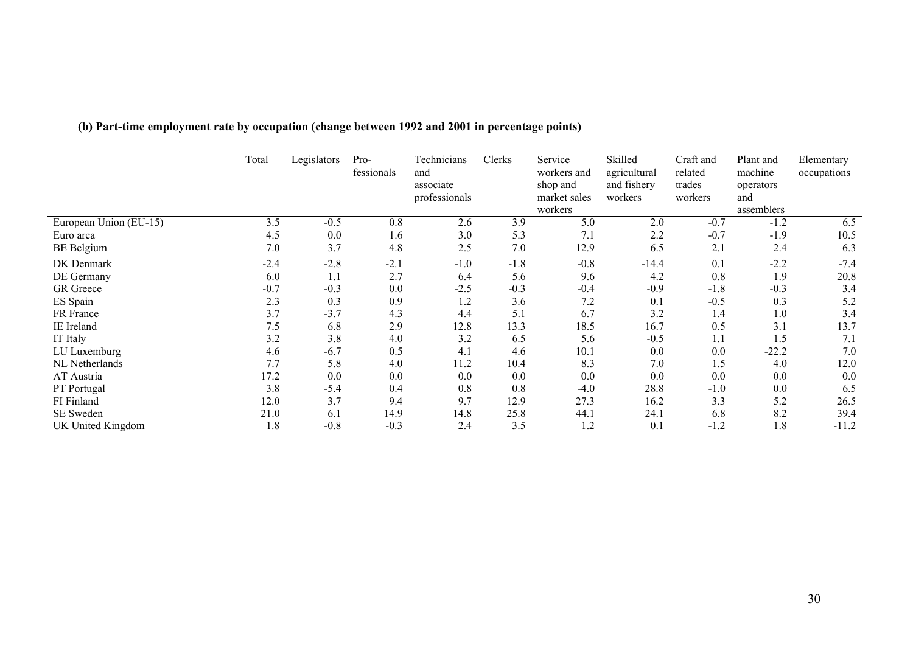**(b) Part-time employment rate by occupation (change between 1992 and 2001 in percentage points)**

| | Total | Legislators | Pro-fessionals | Technicians and associate professionals | Clerks | Service workers and shop and market sales workers | Skilled agricultural and fishery workers | Craft and related trades workers | Plant and machine operators and assemblers | Elementary occupations |
|---|---|---|---|---|---|---|---|---|---|---|
| European Union (EU-15) | 3.5 | -0.5 | 0.8 | 2.6 | 3.9 | 5.0 | 2.0 | -0.7 | -1.2 | 6.5 |
| Euro area | 4.5 | 0.0 | 1.6 | 3.0 | 5.3 | 7.1 | 2.2 | -0.7 | -1.9 | 10.5 |
| BE Belgium | 7.0 | 3.7 | 4.8 | 2.5 | 7.0 | 12.9 | 6.5 | 2.1 | 2.4 | 6.3 |
| DK Denmark | -2.4 | -2.8 | -2.1 | -1.0 | -1.8 | -0.8 | -14.4 | 0.1 | -2.2 | -7.4 |
| DE Germany | 6.0 | 1.1 | 2.7 | 6.4 | 5.6 | 9.6 | 4.2 | 0.8 | 1.9 | 20.8 |
| GR Greece | -0.7 | -0.3 | 0.0 | -2.5 | -0.3 | -0.4 | -0.9 | -1.8 | -0.3 | 3.4 |
| ES Spain | 2.3 | 0.3 | 0.9 | 1.2 | 3.6 | 7.2 | 0.1 | -0.5 | 0.3 | 5.2 |
| FR France | 3.7 | -3.7 | 4.3 | 4.4 | 5.1 | 6.7 | 3.2 | 1.4 | 1.0 | 3.4 |
| IE Ireland | 7.5 | 6.8 | 2.9 | 12.8 | 13.3 | 18.5 | 16.7 | 0.5 | 3.1 | 13.7 |
| IT Italy | 3.2 | 3.8 | 4.0 | 3.2 | 6.5 | 5.6 | -0.5 | 1.1 | 1.5 | 7.1 |
| LU Luxemburg | 4.6 | -6.7 | 0.5 | 4.1 | 4.6 | 10.1 | 0.0 | 0.0 | -22.2 | 7.0 |
| NL Netherlands | 7.7 | 5.8 | 4.0 | 11.2 | 10.4 | 8.3 | 7.0 | 1.5 | 4.0 | 12.0 |
| AT Austria | 17.2 | 0.0 | 0.0 | 0.0 | 0.0 | 0.0 | 0.0 | 0.0 | 0.0 | 0.0 |
| PT Portugal | 3.8 | -5.4 | 0.4 | 0.8 | 0.8 | -4.0 | 28.8 | -1.0 | 0.0 | 6.5 |
| FI Finland | 12.0 | 3.7 | 9.4 | 9.7 | 12.9 | 27.3 | 16.2 | 3.3 | 5.2 | 26.5 |
| SE Sweden | 21.0 | 6.1 | 14.9 | 14.8 | 25.8 | 44.1 | 24.1 | 6.8 | 8.2 | 39.4 |
| UK United Kingdom | 1.8 | -0.8 | -0.3 | 2.4 | 3.5 | 1.2 | 0.1 | -1.2 | 1.8 | -11.2 |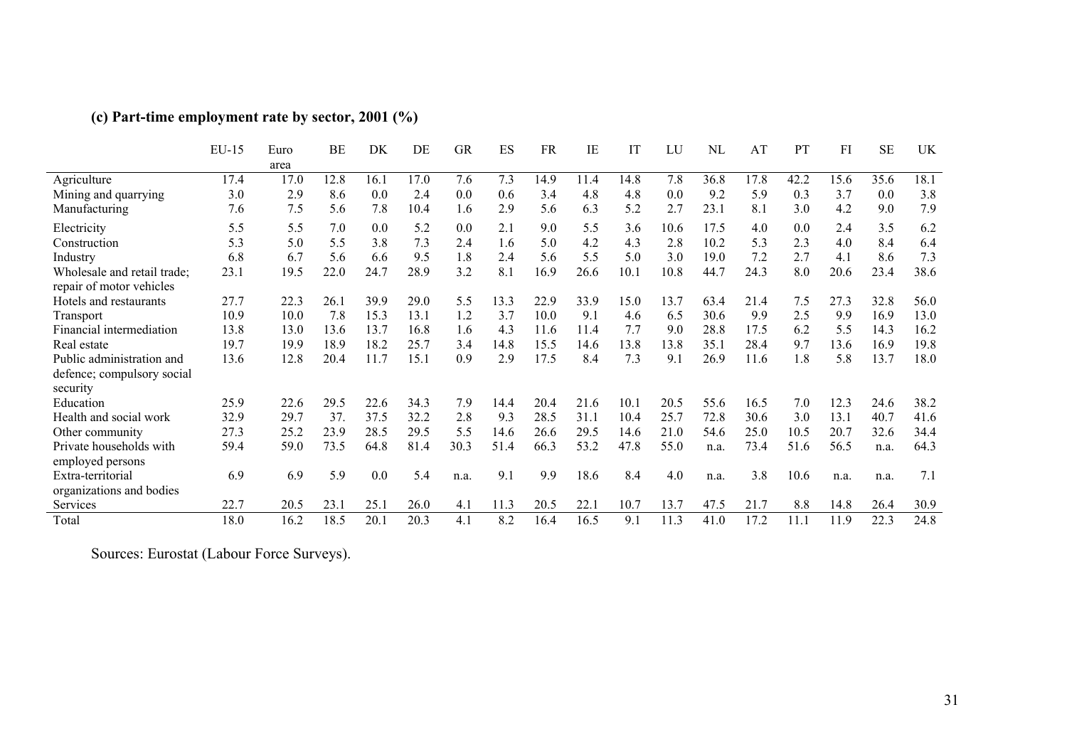### (c) Part-time employment rate by sector, 2001 (%)

| | EU-15 | Euro area | BE | DK | DE | GR | ES | FR | IE | IT | LU | NL | AT | PT | FI | SE | UK |
|---|---|---|---|---|---|---|---|---|---|---|---|---|---|---|---|---|---|
| Agriculture | 17.4 | 17.0 | 12.8 | 16.1 | 17.0 | 7.6 | 7.3 | 14.9 | 11.4 | 14.8 | 7.8 | 36.8 | 17.8 | 42.2 | 15.6 | 35.6 | 18.1 |
| Mining and quarrying | 3.0 | 2.9 | 8.6 | 0.0 | 2.4 | 0.0 | 0.6 | 3.4 | 4.8 | 4.8 | 0.0 | 9.2 | 5.9 | 0.3 | 3.7 | 0.0 | 3.8 |
| Manufacturing | 7.6 | 7.5 | 5.6 | 7.8 | 10.4 | 1.6 | 2.9 | 5.6 | 6.3 | 5.2 | 2.7 | 23.1 | 8.1 | 3.0 | 4.2 | 9.0 | 7.9 |
| Electricity | 5.5 | 5.5 | 7.0 | 0.0 | 5.2 | 0.0 | 2.1 | 9.0 | 5.5 | 3.6 | 10.6 | 17.5 | 4.0 | 0.0 | 2.4 | 3.5 | 6.2 |
| Construction | 5.3 | 5.0 | 5.5 | 3.8 | 7.3 | 2.4 | 1.6 | 5.0 | 4.2 | 4.3 | 2.8 | 10.2 | 5.3 | 2.3 | 4.0 | 8.4 | 6.4 |
| Industry | 6.8 | 6.7 | 5.6 | 6.6 | 9.5 | 1.8 | 2.4 | 5.6 | 5.5 | 5.0 | 3.0 | 19.0 | 7.2 | 2.7 | 4.1 | 8.6 | 7.3 |
| Wholesale and retail trade; repair of motor vehicles | 23.1 | 19.5 | 22.0 | 24.7 | 28.9 | 3.2 | 8.1 | 16.9 | 26.6 | 10.1 | 10.8 | 44.7 | 24.3 | 8.0 | 20.6 | 23.4 | 38.6 |
| Hotels and restaurants | 27.7 | 22.3 | 26.1 | 39.9 | 29.0 | 5.5 | 13.3 | 22.9 | 33.9 | 15.0 | 13.7 | 63.4 | 21.4 | 7.5 | 27.3 | 32.8 | 56.0 |
| Transport | 10.9 | 10.0 | 7.8 | 15.3 | 13.1 | 1.2 | 3.7 | 10.0 | 9.1 | 4.6 | 6.5 | 30.6 | 9.9 | 2.5 | 9.9 | 16.9 | 13.0 |
| Financial intermediation | 13.8 | 13.0 | 13.6 | 13.7 | 16.8 | 1.6 | 4.3 | 11.6 | 11.4 | 7.7 | 9.0 | 28.8 | 17.5 | 6.2 | 5.5 | 14.3 | 16.2 |
| Real estate | 19.7 | 19.9 | 18.9 | 18.2 | 25.7 | 3.4 | 14.8 | 15.5 | 14.6 | 13.8 | 13.8 | 35.1 | 28.4 | 9.7 | 13.6 | 16.9 | 19.8 |
| Public administration and defence; compulsory social security | 13.6 | 12.8 | 20.4 | 11.7 | 15.1 | 0.9 | 2.9 | 17.5 | 8.4 | 7.3 | 9.1 | 26.9 | 11.6 | 1.8 | 5.8 | 13.7 | 18.0 |
| Education | 25.9 | 22.6 | 29.5 | 22.6 | 34.3 | 7.9 | 14.4 | 20.4 | 21.6 | 10.1 | 20.5 | 55.6 | 16.5 | 7.0 | 12.3 | 24.6 | 38.2 |
| Health and social work | 32.9 | 29.7 | 37. | 37.5 | 32.2 | 2.8 | 9.3 | 28.5 | 31.1 | 10.4 | 25.7 | 72.8 | 30.6 | 3.0 | 13.1 | 40.7 | 41.6 |
| Other community | 27.3 | 25.2 | 23.9 | 28.5 | 29.5 | 5.5 | 14.6 | 26.6 | 29.5 | 14.6 | 21.0 | 54.6 | 25.0 | 10.5 | 20.7 | 32.6 | 34.4 |
| Private households with employed persons | 59.4 | 59.0 | 73.5 | 64.8 | 81.4 | 30.3 | 51.4 | 66.3 | 53.2 | 47.8 | 55.0 | n.a. | 73.4 | 51.6 | 56.5 | n.a. | 64.3 |
| Extra-territorial organizations and bodies | 6.9 | 6.9 | 5.9 | 0.0 | 5.4 | n.a. | 9.1 | 9.9 | 18.6 | 8.4 | 4.0 | n.a. | 3.8 | 10.6 | n.a. | n.a. | 7.1 |
| Services | 22.7 | 20.5 | 23.1 | 25.1 | 26.0 | 4.1 | 11.3 | 20.5 | 22.1 | 10.7 | 13.7 | 47.5 | 21.7 | 8.8 | 14.8 | 26.4 | 30.9 |
| Total | 18.0 | 16.2 | 18.5 | 20.1 | 20.3 | 4.1 | 8.2 | 16.4 | 16.5 | 9.1 | 11.3 | 41.0 | 17.2 | 11.1 | 11.9 | 22.3 | 24.8 |

Sources: Eurostat (Labour Force Surveys).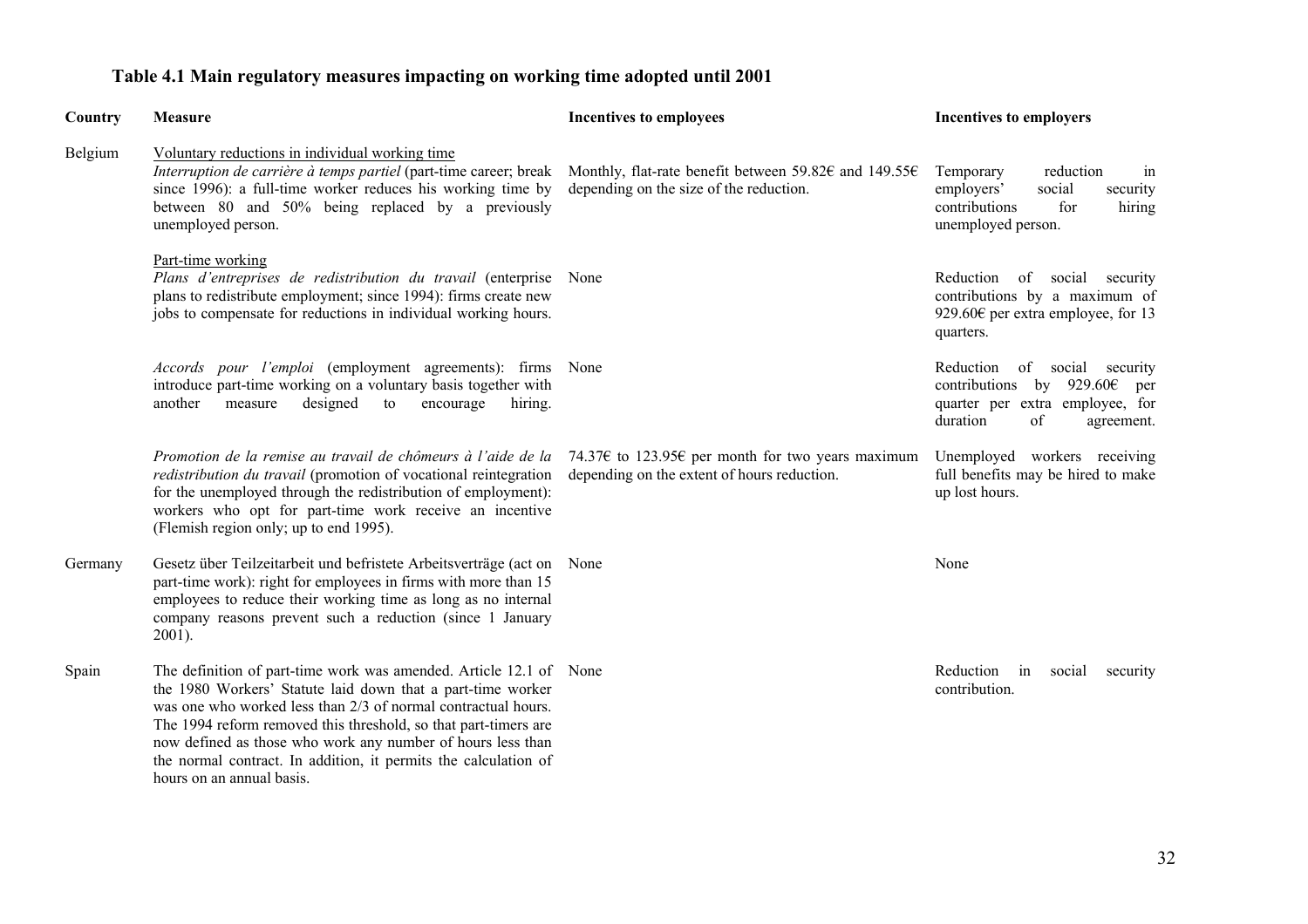### Table 4.1 Main regulatory measures impacting on working time adopted until 2001

| Country | Measure | Incentives to employees | Incentives to employers |
|---|---|---|---|
| Belgium | <u>Voluntary reductions in individual working time</u><br>*Interruption de carrière à temps partiel* (part-time career; break since 1996): a full-time worker reduces his working time by between 80 and 50% being replaced by a previously unemployed person. | Monthly, flat-rate benefit between 59.82€ and 149.55€ depending on the size of the reduction. | Temporary reduction in employers' social security contributions for hiring unemployed person. |
| | <u>Part-time working</u><br>*Plans d'entreprises de redistribution du travail* (enterprise plans to redistribute employment; since 1994): firms create new jobs to compensate for reductions in individual working hours. | None | Reduction of social security contributions by a maximum of 929.60€ per extra employee, for 13 quarters. |
| | *Accords pour l'emploi* (employment agreements): firms introduce part-time working on a voluntary basis together with another measure designed to encourage hiring. | None | Reduction of social security contributions by 929.60€ per quarter per extra employee, for duration of agreement. |
| | *Promotion de la remise au travail de chômeurs à l'aide de la redistribution du travail* (promotion of vocational reintegration for the unemployed through the redistribution of employment): workers who opt for part-time work receive an incentive (Flemish region only; up to end 1995). | 74.37€ to 123.95€ per month for two years maximum depending on the extent of hours reduction. | Unemployed workers receiving full benefits may be hired to make up lost hours. |
| Germany | Gesetz über Teilzeitarbeit und befristete Arbeitsverträge (act on part-time work): right for employees in firms with more than 15 employees to reduce their working time as long as no internal company reasons prevent such a reduction (since 1 January 2001). | None | None |
| Spain | The definition of part-time work was amended. Article 12.1 of the 1980 Workers' Statute laid down that a part-time worker was one who worked less than 2/3 of normal contractual hours. The 1994 reform removed this threshold, so that part-timers are now defined as those who work any number of hours less than the normal contract. In addition, it permits the calculation of hours on an annual basis. | None | Reduction in social security contribution. |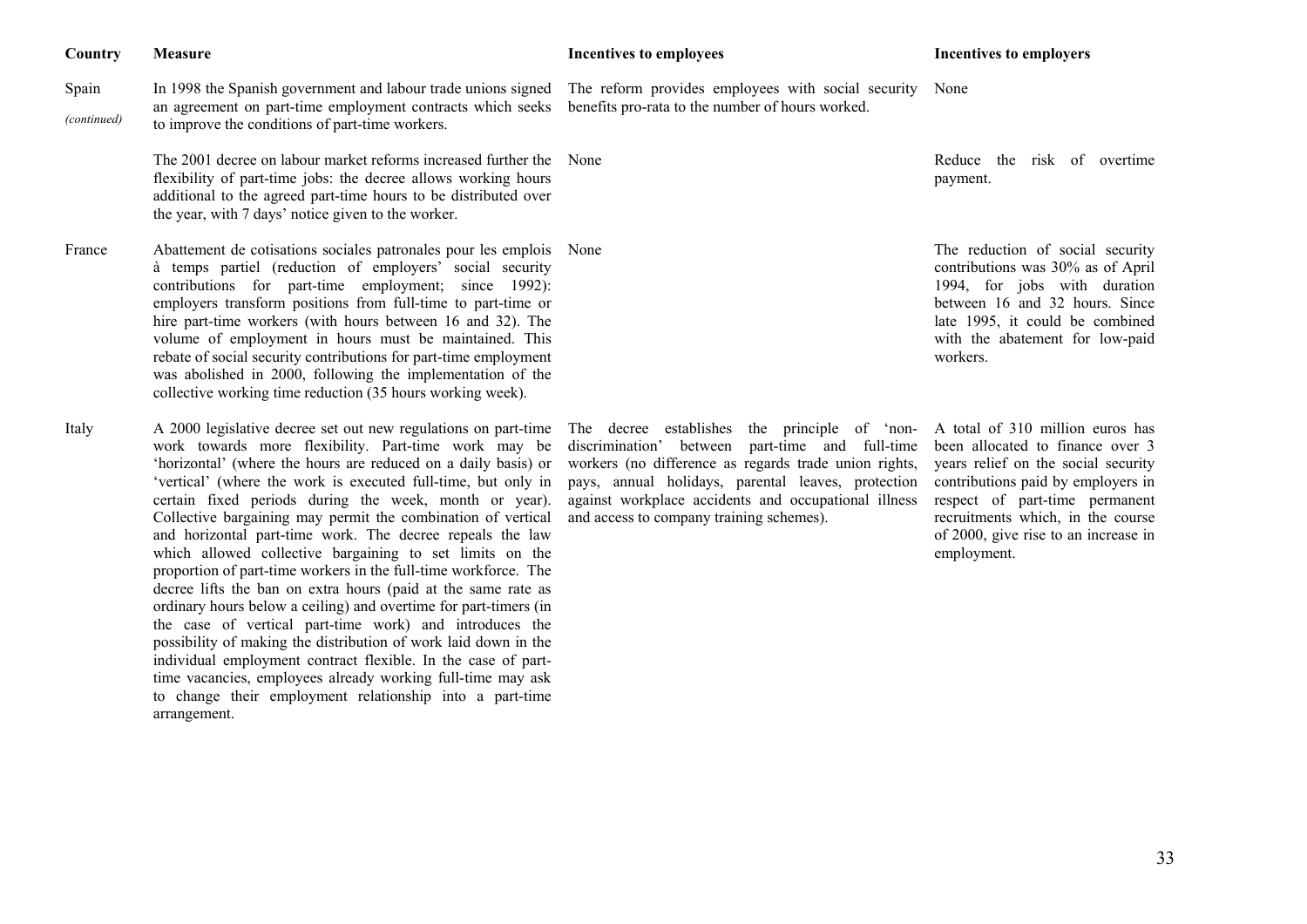| Country | Measure | Incentives to employees | Incentives to employers |
|---|---|---|---|
| Spain *(continued)* | In 1998 the Spanish government and labour trade unions signed an agreement on part-time employment contracts which seeks to improve the conditions of part-time workers. | The reform provides employees with social security benefits pro-rata to the number of hours worked. | None |
| | The 2001 decree on labour market reforms increased further the flexibility of part-time jobs: the decree allows working hours additional to the agreed part-time hours to be distributed over the year, with 7 days' notice given to the worker. | None | Reduce the risk of overtime payment. |
| France | Abattement de cotisations sociales patronales pour les emplois à temps partiel (reduction of employers' social security contributions for part-time employment; since 1992): employers transform positions from full-time to part-time or hire part-time workers (with hours between 16 and 32). The volume of employment in hours must be maintained. This rebate of social security contributions for part-time employment was abolished in 2000, following the implementation of the collective working time reduction (35 hours working week). | None | The reduction of social security contributions was 30% as of April 1994, for jobs with duration between 16 and 32 hours. Since late 1995, it could be combined with the abatement for low-paid workers. |
| Italy | A 2000 legislative decree set out new regulations on part-time work towards more flexibility. Part-time work may be 'horizontal' (where the hours are reduced on a daily basis) or 'vertical' (where the work is executed full-time, but only in certain fixed periods during the week, month or year). Collective bargaining may permit the combination of vertical and horizontal part-time work. The decree repeals the law which allowed collective bargaining to set limits on the proportion of part-time workers in the full-time workforce. The decree lifts the ban on extra hours (paid at the same rate as ordinary hours below a ceiling) and overtime for part-timers (in the case of vertical part-time work) and introduces the possibility of making the distribution of work laid down in the individual employment contract flexible. In the case of part-time vacancies, employees already working full-time may ask to change their employment relationship into a part-time arrangement. | The decree establishes the principle of 'non-discrimination' between part-time and full-time workers (no difference as regards trade union rights, pays, annual holidays, parental leaves, protection against workplace accidents and occupational illness and access to company training schemes). | A total of 310 million euros has been allocated to finance over 3 years relief on the social security contributions paid by employers in respect of part-time permanent recruitments which, in the course of 2000, give rise to an increase in employment. |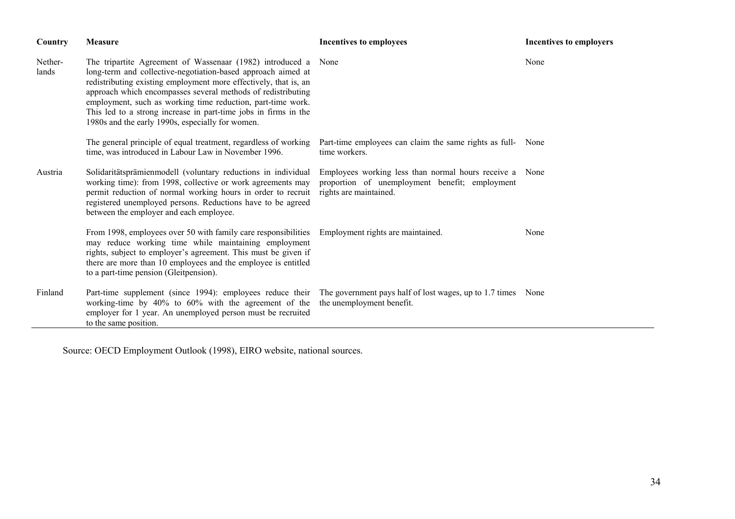| Country | Measure | Incentives to employees | Incentives to employers |
|---|---|---|---|
| Nether-lands | The tripartite Agreement of Wassenaar (1982) introduced a long-term and collective-negotiation-based approach aimed at redistributing existing employment more effectively, that is, an approach which encompasses several methods of redistributing employment, such as working time reduction, part-time work. This led to a strong increase in part-time jobs in firms in the 1980s and the early 1990s, especially for women. | None | None |
| | The general principle of equal treatment, regardless of working time, was introduced in Labour Law in November 1996. | Part-time employees can claim the same rights as full-time workers. | None |
| Austria | Solidaritätsprämienmodell (voluntary reductions in individual working time): from 1998, collective or work agreements may permit reduction of normal working hours in order to recruit registered unemployed persons. Reductions have to be agreed between the employer and each employee. | Employees working less than normal hours receive a proportion of unemployment benefit; employment rights are maintained. | None |
| | From 1998, employees over 50 with family care responsibilities may reduce working time while maintaining employment rights, subject to employer's agreement. This must be given if there are more than 10 employees and the employee is entitled to a part-time pension (Gleitpension). | Employment rights are maintained. | None |
| Finland | Part-time supplement (since 1994): employees reduce their working-time by 40% to 60% with the agreement of the employer for 1 year. An unemployed person must be recruited to the same position. | The government pays half of lost wages, up to 1.7 times the unemployment benefit. | None |

Source: OECD Employment Outlook (1998), EIRO website, national sources.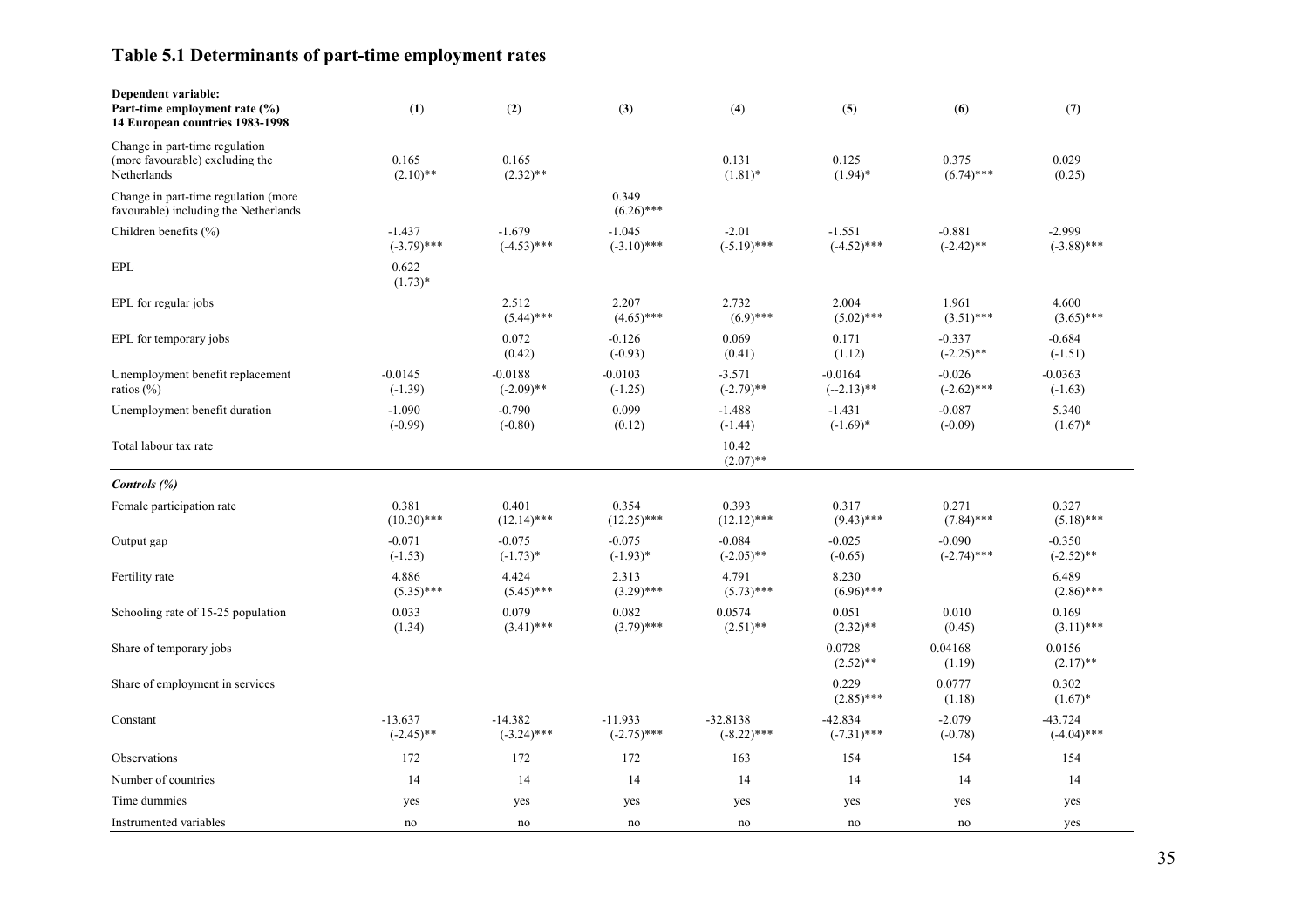## Table 5.1 Determinants of part-time employment rates

| **Dependent variable: Part-time employment rate (%) 14 European countries 1983-1998** | (1) | (2) | (3) | (4) | (5) | (6) | (7) |
|---|---|---|---|---|---|---|---|
| Change in part-time regulation (more favourable) excluding the Netherlands | 0.165<br>(2.10)** | 0.165<br>(2.32)** | | 0.131<br>(1.81)* | 0.125<br>(1.94)* | 0.375<br>(6.74)*** | 0.029<br>(0.25) |
| Change in part-time regulation (more favourable) including the Netherlands | | | 0.349<br>(6.26)*** | | | | |
| Children benefits (%) | -1.437<br>(-3.79)*** | -1.679<br>(-4.53)*** | -1.045<br>(-3.10)*** | -2.01<br>(-5.19)*** | -1.551<br>(-4.52)*** | -0.881<br>(-2.42)** | -2.999<br>(-3.88)*** |
| EPL | 0.622<br>(1.73)* | | | | | | |
| EPL for regular jobs | | 2.512<br>(5.44)*** | 2.207<br>(4.65)*** | 2.732<br>(6.9)*** | 2.004<br>(5.02)*** | 1.961<br>(3.51)*** | 4.600<br>(3.65)*** |
| EPL for temporary jobs | | 0.072<br>(0.42) | -0.126<br>(-0.93) | 0.069<br>(0.41) | 0.171<br>(1.12) | -0.337<br>(-2.25)** | -0.684<br>(-1.51) |
| Unemployment benefit replacement ratios (%) | -0.0145<br>(-1.39) | -0.0188<br>(-2.09)** | -0.0103<br>(-1.25) | -3.571<br>(-2.79)** | -0.0164<br>(--2.13)** | -0.026<br>(-2.62)*** | -0.0363<br>(-1.63) |
| Unemployment benefit duration | -1.090<br>(-0.99) | -0.790<br>(-0.80) | 0.099<br>(0.12) | -1.488<br>(-1.44) | -1.431<br>(-1.69)* | -0.087<br>(-0.09) | 5.340<br>(1.67)* |
| Total labour tax rate | | | | 10.42<br>(2.07)** | | | |
| ***Controls (%)*** | | | | | | | |
| Female participation rate | 0.381<br>(10.30)*** | 0.401<br>(12.14)*** | 0.354<br>(12.25)*** | 0.393<br>(12.12)*** | 0.317<br>(9.43)*** | 0.271<br>(7.84)*** | 0.327<br>(5.18)*** |
| Output gap | -0.071<br>(-1.53) | -0.075<br>(-1.73)* | -0.075<br>(-1.93)* | -0.084<br>(-2.05)** | -0.025<br>(-0.65) | -0.090<br>(-2.74)*** | -0.350<br>(-2.52)** |
| Fertility rate | 4.886<br>(5.35)*** | 4.424<br>(5.45)*** | 2.313<br>(3.29)*** | 4.791<br>(5.73)*** | 8.230<br>(6.96)*** | | 6.489<br>(2.86)*** |
| Schooling rate of 15-25 population | 0.033<br>(1.34) | 0.079<br>(3.41)*** | 0.082<br>(3.79)*** | 0.0574<br>(2.51)** | 0.051<br>(2.32)** | 0.010<br>(0.45) | 0.169<br>(3.11)*** |
| Share of temporary jobs | | | | | 0.0728<br>(2.52)** | 0.04168<br>(1.19) | 0.0156<br>(2.17)** |
| Share of employment in services | | | | | 0.229<br>(2.85)*** | 0.0777<br>(1.18) | 0.302<br>(1.67)* |
| Constant | -13.637<br>(-2.45)** | -14.382<br>(-3.24)*** | -11.933<br>(-2.75)*** | -32.8138<br>(-8.22)*** | -42.834<br>(-7.31)*** | -2.079<br>(-0.78) | -43.724<br>(-4.04)*** |
| Observations | 172 | 172 | 172 | 163 | 154 | 154 | 154 |
| Number of countries | 14 | 14 | 14 | 14 | 14 | 14 | 14 |
| Time dummies | yes | yes | yes | yes | yes | yes | yes |
| Instrumented variables | no | no | no | no | no | no | yes |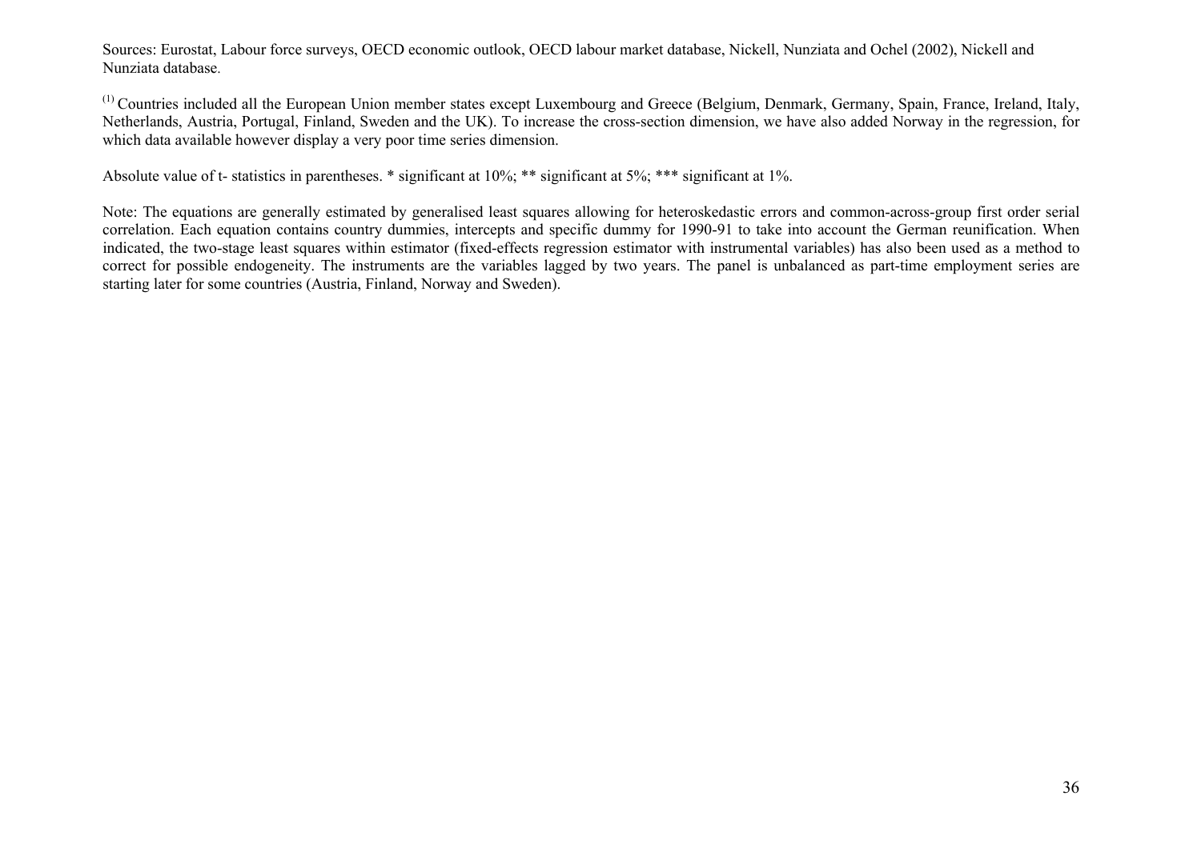Sources: Eurostat, Labour force surveys, OECD economic outlook, OECD labour market database, Nickell, Nunziata and Ochel (2002), Nickell and Nunziata database.

(1) Countries included all the European Union member states except Luxembourg and Greece (Belgium, Denmark, Germany, Spain, France, Ireland, Italy, Netherlands, Austria, Portugal, Finland, Sweden and the UK). To increase the cross-section dimension, we have also added Norway in the regression, for which data available however display a very poor time series dimension.

Absolute value of t- statistics in parentheses. * significant at 10%; ** significant at 5%; *** significant at 1%.

Note: The equations are generally estimated by generalised least squares allowing for heteroskedastic errors and common-across-group first order serial correlation. Each equation contains country dummies, intercepts and specific dummy for 1990-91 to take into account the German reunification. When indicated, the two-stage least squares within estimator (fixed-effects regression estimator with instrumental variables) has also been used as a method to correct for possible endogeneity. The instruments are the variables lagged by two years. The panel is unbalanced as part-time employment series are starting later for some countries (Austria, Finland, Norway and Sweden).